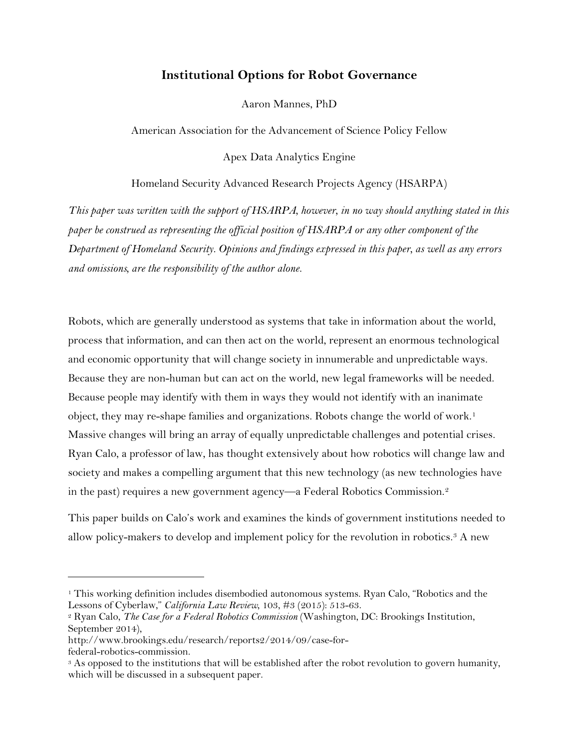# Institutional Options for Robot Governance

Aaron Mannes, PhD

American Association for the Advancement of Science Policy Fellow

Apex Data Analytics Engine

Homeland Security Advanced Research Projects Agency (HSARPA)

*This paper was written with the support of HSARPA, however, in no way should anything stated in this paper be construed as representing the official position of HSARPA or any other component of the Department of Homeland Security. Opinions and findings expressed in this paper, as well as any errors and omissions, are the responsibility of the author alone.*

Robots, which are generally understood as systems that take in information about the world, process that information, and can then act on the world, represent an enormous technological and economic opportunity that will change society in innumerable and unpredictable ways. Because they are non-human but can act on the world, new legal frameworks will be needed. Because people may identify with them in ways they would not identify with an inanimate object, they may re-shape families and organizations. Robots change the world of work.[1] Massive changes will bring an array of equally unpredictable challenges and potential crises. Ryan Calo, a professor of law, has thought extensively about how robotics will change law and society and makes a compelling argument that this new technology (as new technologies have in the past) requires a new government agency—a Federal Robotics Commission.[2]

This paper builds on Calo's work and examines the kinds of government institutions needed to allow policy-makers to develop and implement policy for the revolution in robotics.[3] A new

---

[1] This working definition includes disembodied autonomous systems. Ryan Calo, "Robotics and the Lessons of Cyberlaw," *California Law Review,* 103, #3 (2015): 513-63.

[2] Ryan Calo, *The Case for a Federal Robotics Commission* (Washington, DC: Brookings Institution, September 2014), http://www.brookings.edu/research/reports2/2014/09/case-for-federal-robotics-commission.

[3] As opposed to the institutions that will be established after the robot revolution to govern humanity, which will be discussed in a subsequent paper.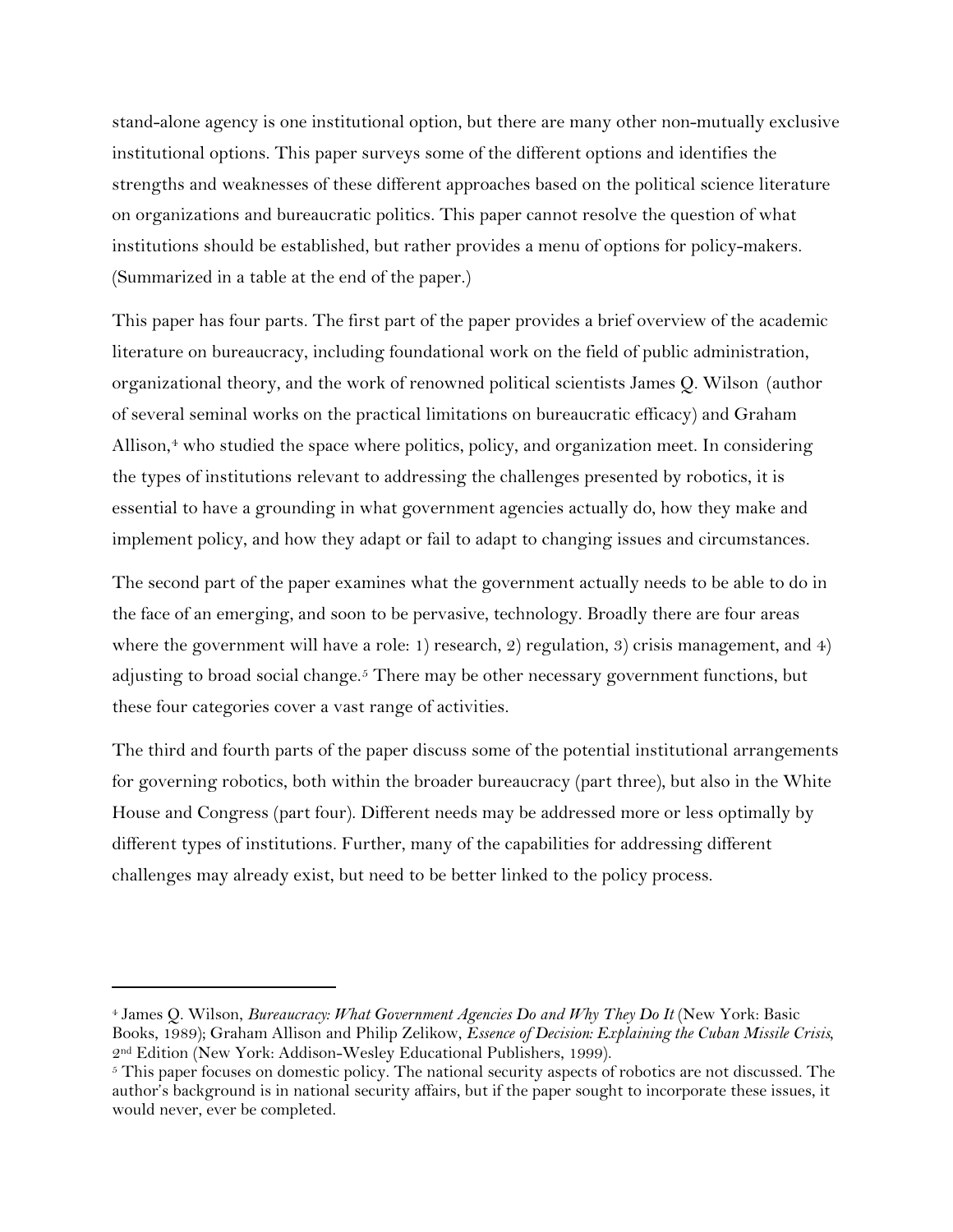stand-alone agency is one institutional option, but there are many other non-mutually exclusive institutional options. This paper surveys some of the different options and identifies the strengths and weaknesses of these different approaches based on the political science literature on organizations and bureaucratic politics. This paper cannot resolve the question of what institutions should be established, but rather provides a menu of options for policy-makers. (Summarized in a table at the end of the paper.)

This paper has four parts. The first part of the paper provides a brief overview of the academic literature on bureaucracy, including foundational work on the field of public administration, organizational theory, and the work of renowned political scientists James Q. Wilson (author of several seminal works on the practical limitations on bureaucratic efficacy) and Graham Allison,[4] who studied the space where politics, policy, and organization meet. In considering the types of institutions relevant to addressing the challenges presented by robotics, it is essential to have a grounding in what government agencies actually do, how they make and implement policy, and how they adapt or fail to adapt to changing issues and circumstances.

The second part of the paper examines what the government actually needs to be able to do in the face of an emerging, and soon to be pervasive, technology. Broadly there are four areas where the government will have a role: 1) research, 2) regulation, 3) crisis management, and 4) adjusting to broad social change.[5] There may be other necessary government functions, but these four categories cover a vast range of activities.

The third and fourth parts of the paper discuss some of the potential institutional arrangements for governing robotics, both within the broader bureaucracy (part three), but also in the White House and Congress (part four). Different needs may be addressed more or less optimally by different types of institutions. Further, many of the capabilities for addressing different challenges may already exist, but need to be better linked to the policy process.

---

[4] James Q. Wilson, *Bureaucracy: What Government Agencies Do and Why They Do It* (New York: Basic Books, 1989); Graham Allison and Philip Zelikow, *Essence of Decision: Explaining the Cuban Missile Crisis*, 2nd Edition (New York: Addison-Wesley Educational Publishers, 1999).

[5] This paper focuses on domestic policy. The national security aspects of robotics are not discussed. The author's background is in national security affairs, but if the paper sought to incorporate these issues, it would never, ever be completed.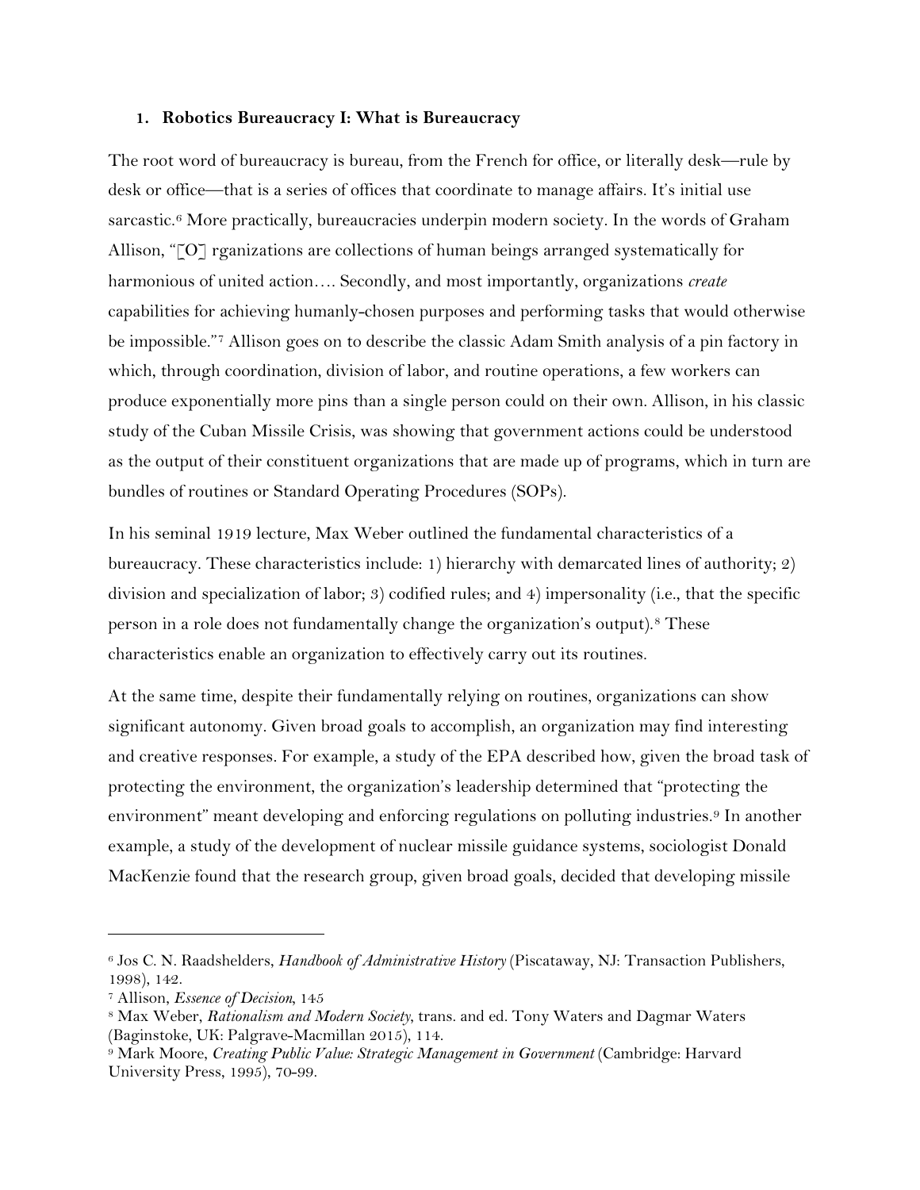### 1. Robotics Bureaucracy I: What is Bureaucracy

The root word of bureaucracy is bureau, from the French for office, or literally desk—rule by desk or office—that is a series of offices that coordinate to manage affairs. It's initial use sarcastic.[6] More practically, bureaucracies underpin modern society. In the words of Graham Allison, "[O] rganizations are collections of human beings arranged systematically for harmonious of united action…. Secondly, and most importantly, organizations *create* capabilities for achieving humanly-chosen purposes and performing tasks that would otherwise be impossible."[7] Allison goes on to describe the classic Adam Smith analysis of a pin factory in which, through coordination, division of labor, and routine operations, a few workers can produce exponentially more pins than a single person could on their own. Allison, in his classic study of the Cuban Missile Crisis, was showing that government actions could be understood as the output of their constituent organizations that are made up of programs, which in turn are bundles of routines or Standard Operating Procedures (SOPs).

In his seminal 1919 lecture, Max Weber outlined the fundamental characteristics of a bureaucracy. These characteristics include: 1) hierarchy with demarcated lines of authority; 2) division and specialization of labor; 3) codified rules; and 4) impersonality (i.e., that the specific person in a role does not fundamentally change the organization's output).[8] These characteristics enable an organization to effectively carry out its routines.

At the same time, despite their fundamentally relying on routines, organizations can show significant autonomy. Given broad goals to accomplish, an organization may find interesting and creative responses. For example, a study of the EPA described how, given the broad task of protecting the environment, the organization's leadership determined that "protecting the environment" meant developing and enforcing regulations on polluting industries.[9] In another example, a study of the development of nuclear missile guidance systems, sociologist Donald MacKenzie found that the research group, given broad goals, decided that developing missile

---

[6] Jos C. N. Raadshelders, *Handbook of Administrative History* (Piscataway, NJ: Transaction Publishers, 1998), 142.

[7] Allison, *Essence of Decision*, 145

[8] Max Weber, *Rationalism and Modern Society*, trans. and ed. Tony Waters and Dagmar Waters (Baginstoke, UK: Palgrave-Macmillan 2015), 114.

[9] Mark Moore, *Creating Public Value: Strategic Management in Government* (Cambridge: Harvard University Press, 1995), 70-99.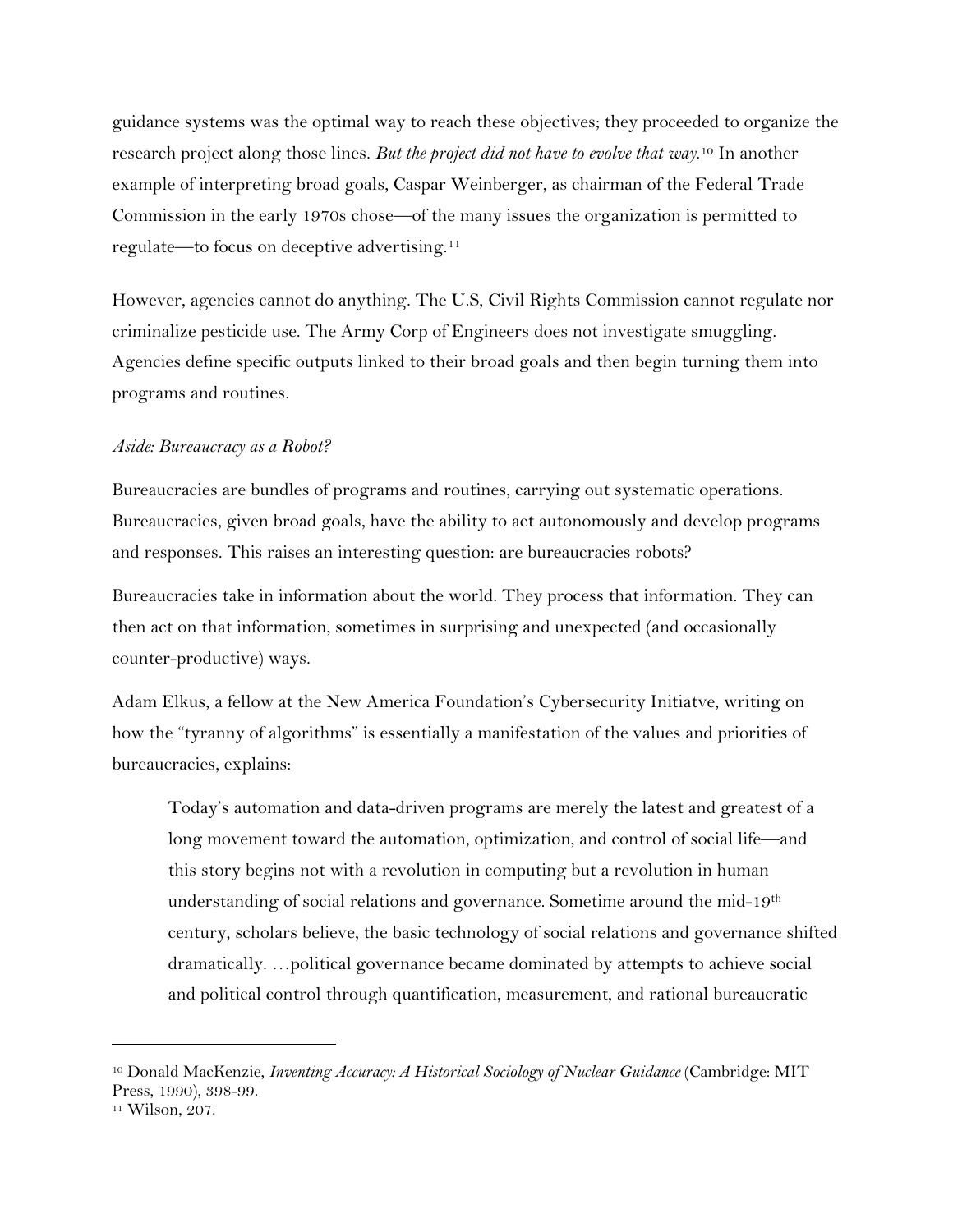guidance systems was the optimal way to reach these objectives; they proceeded to organize the research project along those lines. *But the project did not have to evolve that way.*[10] In another example of interpreting broad goals, Caspar Weinberger, as chairman of the Federal Trade Commission in the early 1970s chose—of the many issues the organization is permitted to regulate—to focus on deceptive advertising.[11]

However, agencies cannot do anything. The U.S, Civil Rights Commission cannot regulate nor criminalize pesticide use. The Army Corp of Engineers does not investigate smuggling. Agencies define specific outputs linked to their broad goals and then begin turning them into programs and routines.

*Aside: Bureaucracy as a Robot?*

Bureaucracies are bundles of programs and routines, carrying out systematic operations. Bureaucracies, given broad goals, have the ability to act autonomously and develop programs and responses. This raises an interesting question: are bureaucracies robots?

Bureaucracies take in information about the world. They process that information. They can then act on that information, sometimes in surprising and unexpected (and occasionally counter-productive) ways.

Adam Elkus, a fellow at the New America Foundation's Cybersecurity Initiatve, writing on how the "tyranny of algorithms" is essentially a manifestation of the values and priorities of bureaucracies, explains:

> Today's automation and data-driven programs are merely the latest and greatest of a long movement toward the automation, optimization, and control of social life—and this story begins not with a revolution in computing but a revolution in human understanding of social relations and governance. Sometime around the mid-19th century, scholars believe, the basic technology of social relations and governance shifted dramatically. …political governance became dominated by attempts to achieve social and political control through quantification, measurement, and rational bureaucratic

---

[10] Donald MacKenzie, *Inventing Accuracy: A Historical Sociology of Nuclear Guidance* (Cambridge: MIT Press, 1990), 398-99.

[11] Wilson, 207.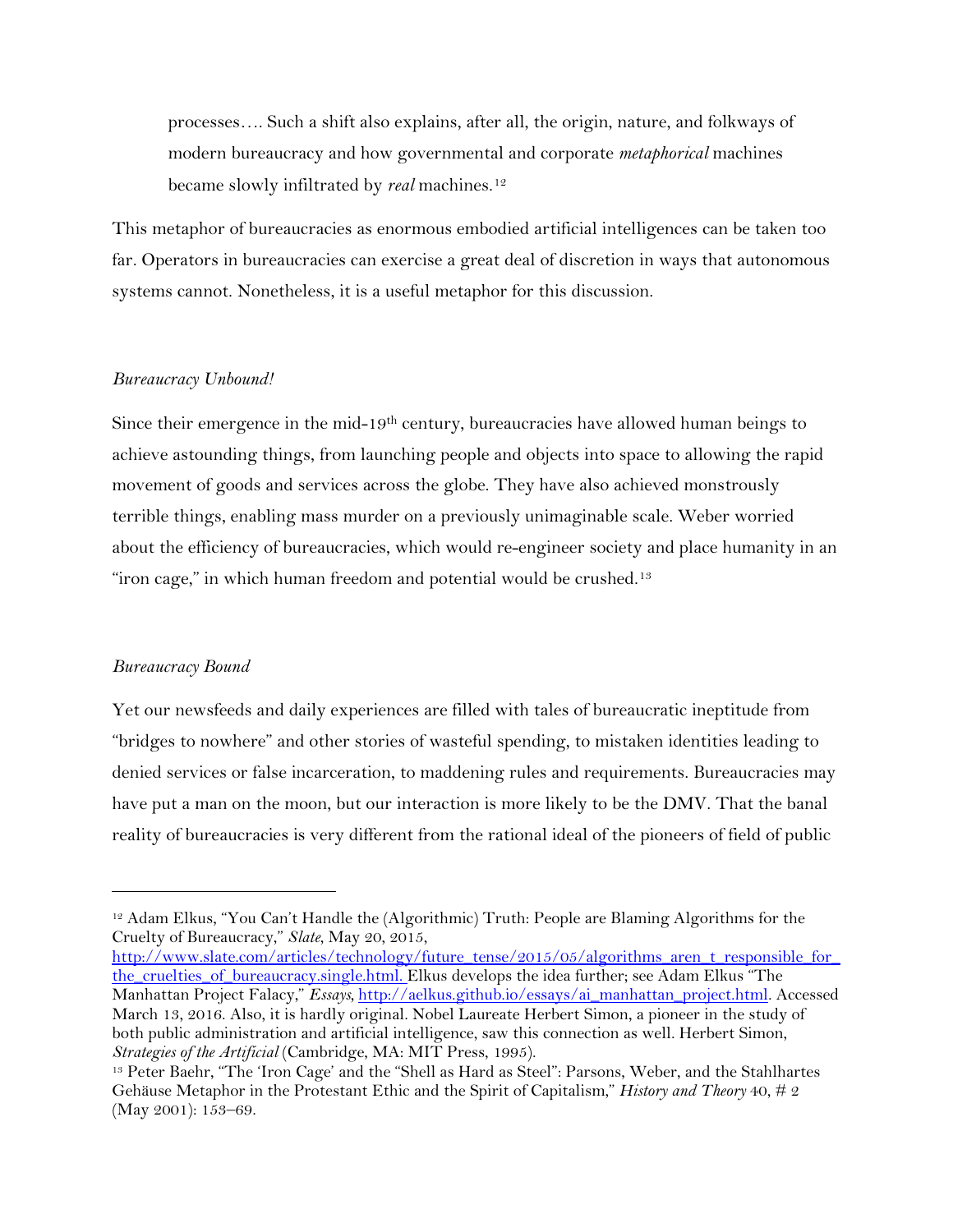> processes…. Such a shift also explains, after all, the origin, nature, and folkways of modern bureaucracy and how governmental and corporate *metaphorical* machines became slowly infiltrated by *real* machines.[12]

This metaphor of bureaucracies as enormous embodied artificial intelligences can be taken too far. Operators in bureaucracies can exercise a great deal of discretion in ways that autonomous systems cannot. Nonetheless, it is a useful metaphor for this discussion.

*Bureaucracy Unbound!*

Since their emergence in the mid-19th century, bureaucracies have allowed human beings to achieve astounding things, from launching people and objects into space to allowing the rapid movement of goods and services across the globe. They have also achieved monstrously terrible things, enabling mass murder on a previously unimaginable scale. Weber worried about the efficiency of bureaucracies, which would re-engineer society and place humanity in an "iron cage," in which human freedom and potential would be crushed.[13]

*Bureaucracy Bound*

Yet our newsfeeds and daily experiences are filled with tales of bureaucratic ineptitude from "bridges to nowhere" and other stories of wasteful spending, to mistaken identities leading to denied services or false incarceration, to maddening rules and requirements. Bureaucracies may have put a man on the moon, but our interaction is more likely to be the DMV. That the banal reality of bureaucracies is very different from the rational ideal of the pioneers of field of public

---

[12] Adam Elkus, "You Can't Handle the (Algorithmic) Truth: People are Blaming Algorithms for the Cruelty of Bureaucracy," *Slate*, May 20, 2015, http://www.slate.com/articles/technology/future_tense/2015/05/algorithms_aren_t_responsible_for_the_cruelties_of_bureaucracy.single.html. Elkus develops the idea further; see Adam Elkus "The Manhattan Project Falacy," *Essays*, http://aelkus.github.io/essays/ai_manhattan_project.html. Accessed March 13, 2016. Also, it is hardly original. Nobel Laureate Herbert Simon, a pioneer in the study of both public administration and artificial intelligence, saw this connection as well. Herbert Simon, *Strategies of the Artificial* (Cambridge, MA: MIT Press, 1995).

[13] Peter Baehr, "The 'Iron Cage' and the "Shell as Hard as Steel": Parsons, Weber, and the Stahlhartes Gehäuse Metaphor in the Protestant Ethic and the Spirit of Capitalism," *History and Theory* 40, # 2 (May 2001): 153–69.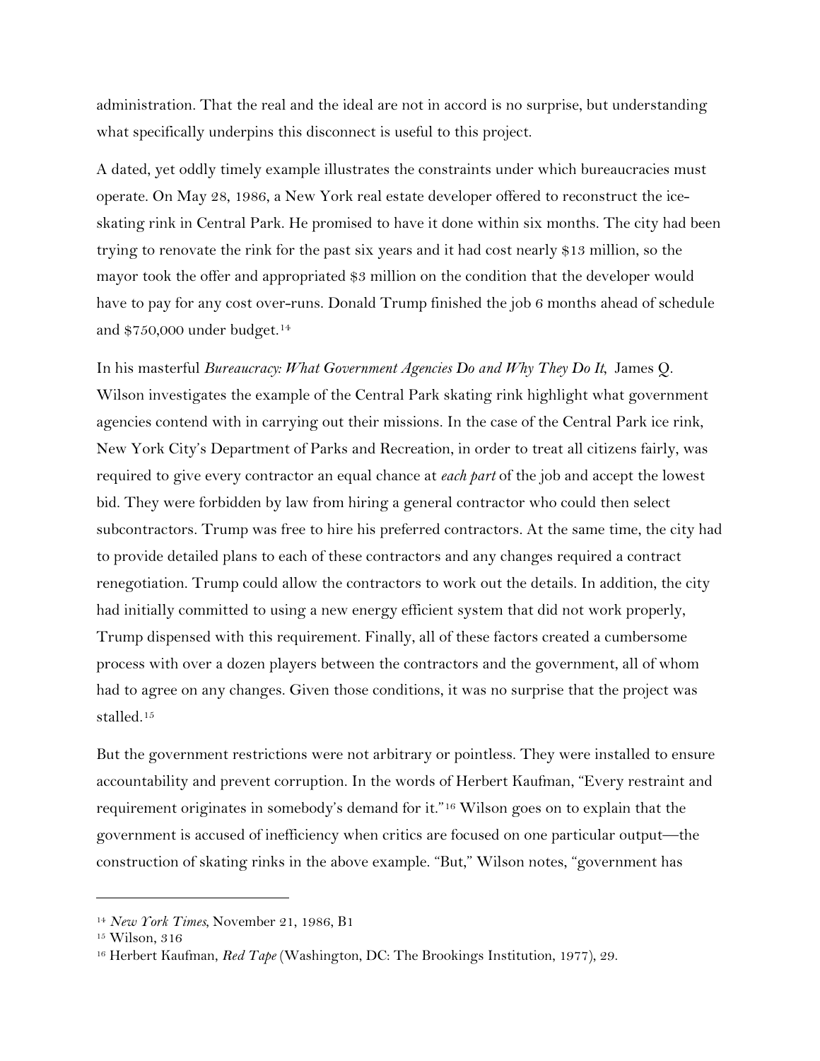administration. That the real and the ideal are not in accord is no surprise, but understanding what specifically underpins this disconnect is useful to this project.

A dated, yet oddly timely example illustrates the constraints under which bureaucracies must operate. On May 28, 1986, a New York real estate developer offered to reconstruct the ice-skating rink in Central Park. He promised to have it done within six months. The city had been trying to renovate the rink for the past six years and it had cost nearly $13 million, so the mayor took the offer and appropriated $3 million on the condition that the developer would have to pay for any cost over-runs. Donald Trump finished the job 6 months ahead of schedule and $750,000 under budget.[14]

In his masterful *Bureaucracy: What Government Agencies Do and Why They Do It*, James Q. Wilson investigates the example of the Central Park skating rink highlight what government agencies contend with in carrying out their missions. In the case of the Central Park ice rink, New York City's Department of Parks and Recreation, in order to treat all citizens fairly, was required to give every contractor an equal chance at *each part* of the job and accept the lowest bid. They were forbidden by law from hiring a general contractor who could then select subcontractors. Trump was free to hire his preferred contractors. At the same time, the city had to provide detailed plans to each of these contractors and any changes required a contract renegotiation. Trump could allow the contractors to work out the details. In addition, the city had initially committed to using a new energy efficient system that did not work properly, Trump dispensed with this requirement. Finally, all of these factors created a cumbersome process with over a dozen players between the contractors and the government, all of whom had to agree on any changes. Given those conditions, it was no surprise that the project was stalled.[15]

But the government restrictions were not arbitrary or pointless. They were installed to ensure accountability and prevent corruption. In the words of Herbert Kaufman, "Every restraint and requirement originates in somebody's demand for it."[16] Wilson goes on to explain that the government is accused of inefficiency when critics are focused on one particular output—the construction of skating rinks in the above example. "But," Wilson notes, "government has

---

[14] *New York Times*, November 21, 1986, B1

[15] Wilson, 316

[16] Herbert Kaufman, *Red Tape* (Washington, DC: The Brookings Institution, 1977), 29.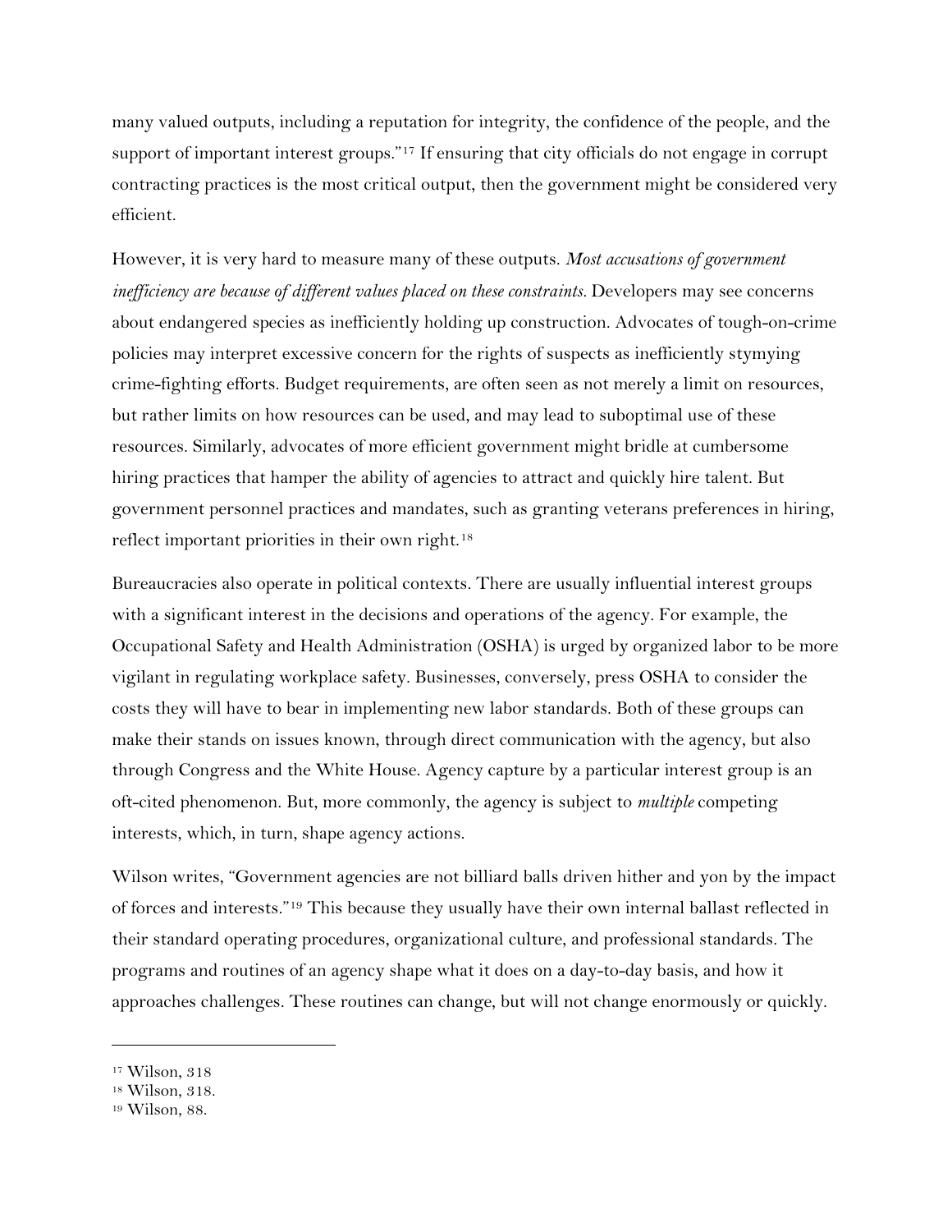many valued outputs, including a reputation for integrity, the confidence of the people, and the support of important interest groups."[17] If ensuring that city officials do not engage in corrupt contracting practices is the most critical output, then the government might be considered very efficient.

However, it is very hard to measure many of these outputs. *Most accusations of government inefficiency are because of different values placed on these constraints.* Developers may see concerns about endangered species as inefficiently holding up construction. Advocates of tough-on-crime policies may interpret excessive concern for the rights of suspects as inefficiently stymying crime-fighting efforts. Budget requirements, are often seen as not merely a limit on resources, but rather limits on how resources can be used, and may lead to suboptimal use of these resources. Similarly, advocates of more efficient government might bridle at cumbersome hiring practices that hamper the ability of agencies to attract and quickly hire talent. But government personnel practices and mandates, such as granting veterans preferences in hiring, reflect important priorities in their own right.[18]

Bureaucracies also operate in political contexts. There are usually influential interest groups with a significant interest in the decisions and operations of the agency. For example, the Occupational Safety and Health Administration (OSHA) is urged by organized labor to be more vigilant in regulating workplace safety. Businesses, conversely, press OSHA to consider the costs they will have to bear in implementing new labor standards. Both of these groups can make their stands on issues known, through direct communication with the agency, but also through Congress and the White House. Agency capture by a particular interest group is an oft-cited phenomenon. But, more commonly, the agency is subject to *multiple* competing interests, which, in turn, shape agency actions.

Wilson writes, "Government agencies are not billiard balls driven hither and yon by the impact of forces and interests."[19] This because they usually have their own internal ballast reflected in their standard operating procedures, organizational culture, and professional standards. The programs and routines of an agency shape what it does on a day-to-day basis, and how it approaches challenges. These routines can change, but will not change enormously or quickly.

---

[17] Wilson, 318

[18] Wilson, 318.

[19] Wilson, 88.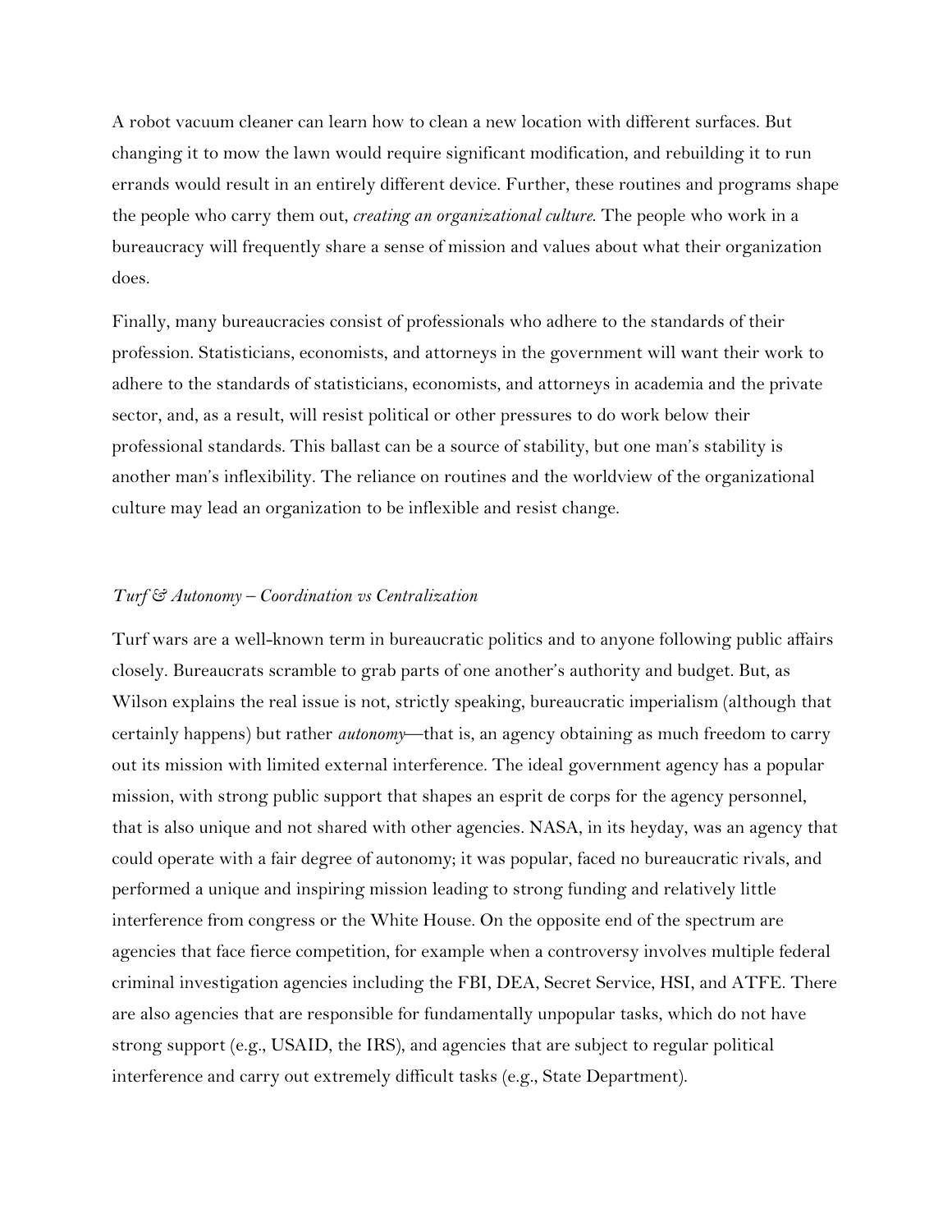A robot vacuum cleaner can learn how to clean a new location with different surfaces. But changing it to mow the lawn would require significant modification, and rebuilding it to run errands would result in an entirely different device. Further, these routines and programs shape the people who carry them out, *creating an organizational culture*. The people who work in a bureaucracy will frequently share a sense of mission and values about what their organization does.

Finally, many bureaucracies consist of professionals who adhere to the standards of their profession. Statisticians, economists, and attorneys in the government will want their work to adhere to the standards of statisticians, economists, and attorneys in academia and the private sector, and, as a result, will resist political or other pressures to do work below their professional standards. This ballast can be a source of stability, but one man's stability is another man's inflexibility. The reliance on routines and the worldview of the organizational culture may lead an organization to be inflexible and resist change.

### *Turf & Autonomy – Coordination vs Centralization*

Turf wars are a well-known term in bureaucratic politics and to anyone following public affairs closely. Bureaucrats scramble to grab parts of one another's authority and budget. But, as Wilson explains the real issue is not, strictly speaking, bureaucratic imperialism (although that certainly happens) but rather *autonomy*—that is, an agency obtaining as much freedom to carry out its mission with limited external interference. The ideal government agency has a popular mission, with strong public support that shapes an esprit de corps for the agency personnel, that is also unique and not shared with other agencies. NASA, in its heyday, was an agency that could operate with a fair degree of autonomy; it was popular, faced no bureaucratic rivals, and performed a unique and inspiring mission leading to strong funding and relatively little interference from congress or the White House. On the opposite end of the spectrum are agencies that face fierce competition, for example when a controversy involves multiple federal criminal investigation agencies including the FBI, DEA, Secret Service, HSI, and ATFE. There are also agencies that are responsible for fundamentally unpopular tasks, which do not have strong support (e.g., USAID, the IRS), and agencies that are subject to regular political interference and carry out extremely difficult tasks (e.g., State Department).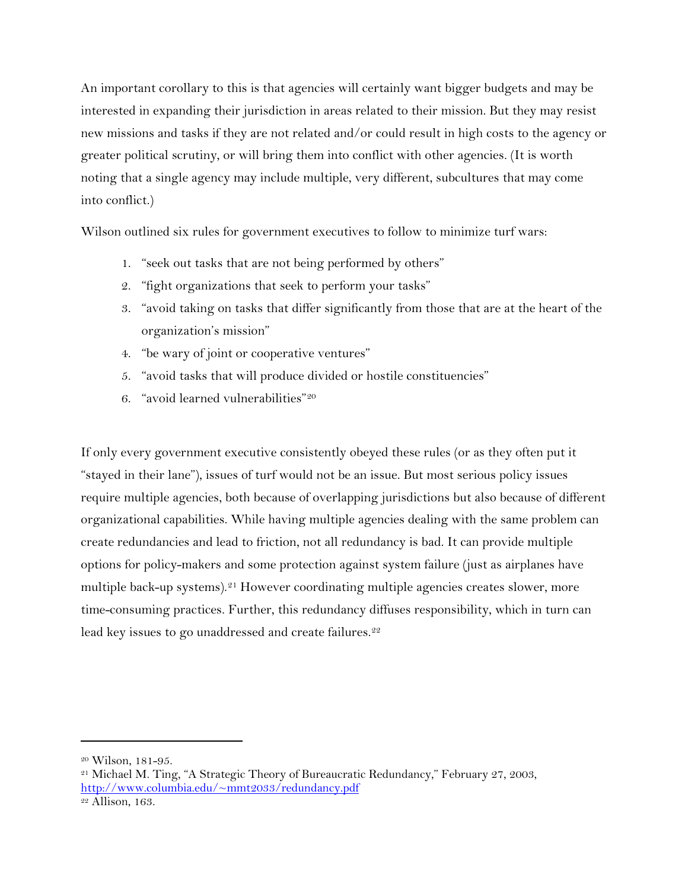An important corollary to this is that agencies will certainly want bigger budgets and may be interested in expanding their jurisdiction in areas related to their mission. But they may resist new missions and tasks if they are not related and/or could result in high costs to the agency or greater political scrutiny, or will bring them into conflict with other agencies. (It is worth noting that a single agency may include multiple, very different, subcultures that may come into conflict.)

Wilson outlined six rules for government executives to follow to minimize turf wars:

1. "seek out tasks that are not being performed by others"
2. "fight organizations that seek to perform your tasks"
3. "avoid taking on tasks that differ significantly from those that are at the heart of the organization's mission"
4. "be wary of joint or cooperative ventures"
5. "avoid tasks that will produce divided or hostile constituencies"
6. "avoid learned vulnerabilities"[20]

If only every government executive consistently obeyed these rules (or as they often put it "stayed in their lane"), issues of turf would not be an issue. But most serious policy issues require multiple agencies, both because of overlapping jurisdictions but also because of different organizational capabilities. While having multiple agencies dealing with the same problem can create redundancies and lead to friction, not all redundancy is bad. It can provide multiple options for policy-makers and some protection against system failure (just as airplanes have multiple back-up systems).[21] However coordinating multiple agencies creates slower, more time-consuming practices. Further, this redundancy diffuses responsibility, which in turn can lead key issues to go unaddressed and create failures.[22]

---

[20] Wilson, 181-95.

[21] Michael M. Ting, "A Strategic Theory of Bureaucratic Redundancy," February 27, 2003, http://www.columbia.edu/~mmt2033/redundancy.pdf

[22] Allison, 163.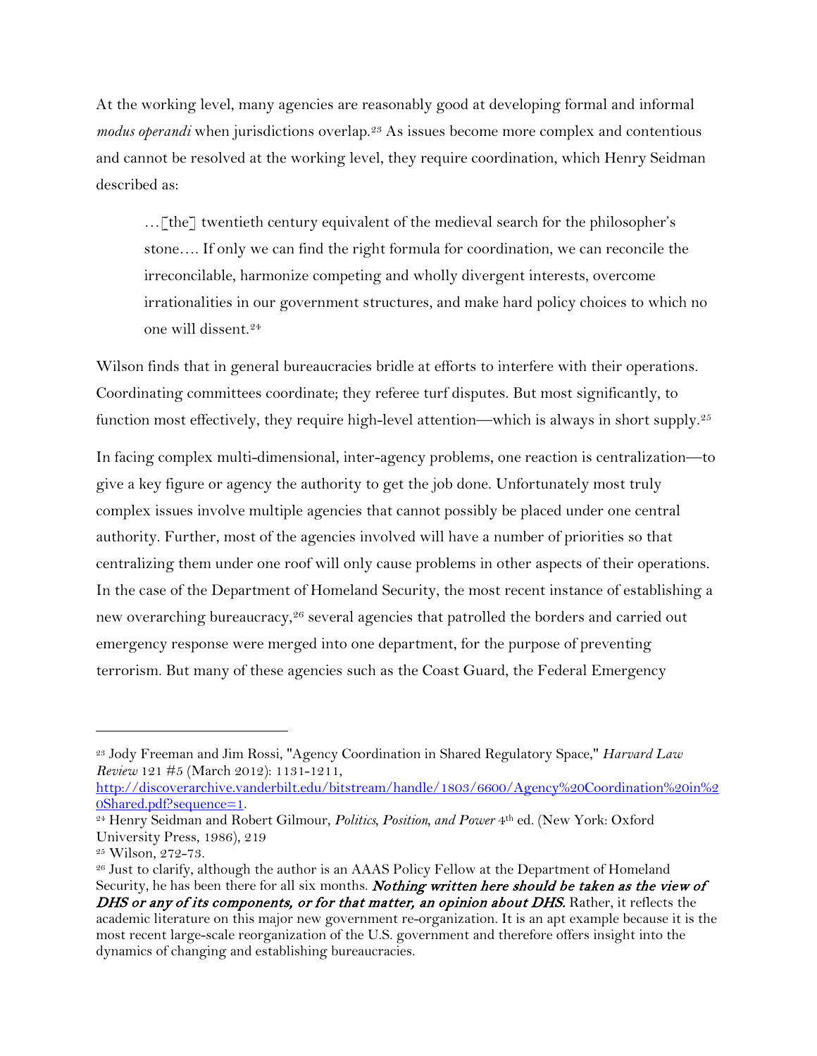At the working level, many agencies are reasonably good at developing formal and informal *modus operandi* when jurisdictions overlap.[23] As issues become more complex and contentious and cannot be resolved at the working level, they require coordination, which Henry Seidman described as:

> …[the] twentieth century equivalent of the medieval search for the philosopher's stone…. If only we can find the right formula for coordination, we can reconcile the irreconcilable, harmonize competing and wholly divergent interests, overcome irrationalities in our government structures, and make hard policy choices to which no one will dissent.[24]

Wilson finds that in general bureaucracies bridle at efforts to interfere with their operations. Coordinating committees coordinate; they referee turf disputes. But most significantly, to function most effectively, they require high-level attention—which is always in short supply.[25]

In facing complex multi-dimensional, inter-agency problems, one reaction is centralization—to give a key figure or agency the authority to get the job done. Unfortunately most truly complex issues involve multiple agencies that cannot possibly be placed under one central authority. Further, most of the agencies involved will have a number of priorities so that centralizing them under one roof will only cause problems in other aspects of their operations. In the case of the Department of Homeland Security, the most recent instance of establishing a new overarching bureaucracy,[26] several agencies that patrolled the borders and carried out emergency response were merged into one department, for the purpose of preventing terrorism. But many of these agencies such as the Coast Guard, the Federal Emergency

---

[23] Jody Freeman and Jim Rossi, "Agency Coordination in Shared Regulatory Space," *Harvard Law Review* 121 #5 (March 2012): 1131-1211, http://discoverarchive.vanderbilt.edu/bitstream/handle/1803/6600/Agency%20Coordination%20in%20Shared.pdf?sequence=1.

[24] Henry Seidman and Robert Gilmour, *Politics, Position, and Power* 4th ed. (New York: Oxford University Press, 1986), 219

[25] Wilson, 272-73.

[26] Just to clarify, although the author is an AAAS Policy Fellow at the Department of Homeland Security, he has been there for all six months. ***Nothing written here should be taken as the view of DHS or any of its components, or for that matter, an opinion about DHS.*** Rather, it reflects the academic literature on this major new government re-organization. It is an apt example because it is the most recent large-scale reorganization of the U.S. government and therefore offers insight into the dynamics of changing and establishing bureaucracies.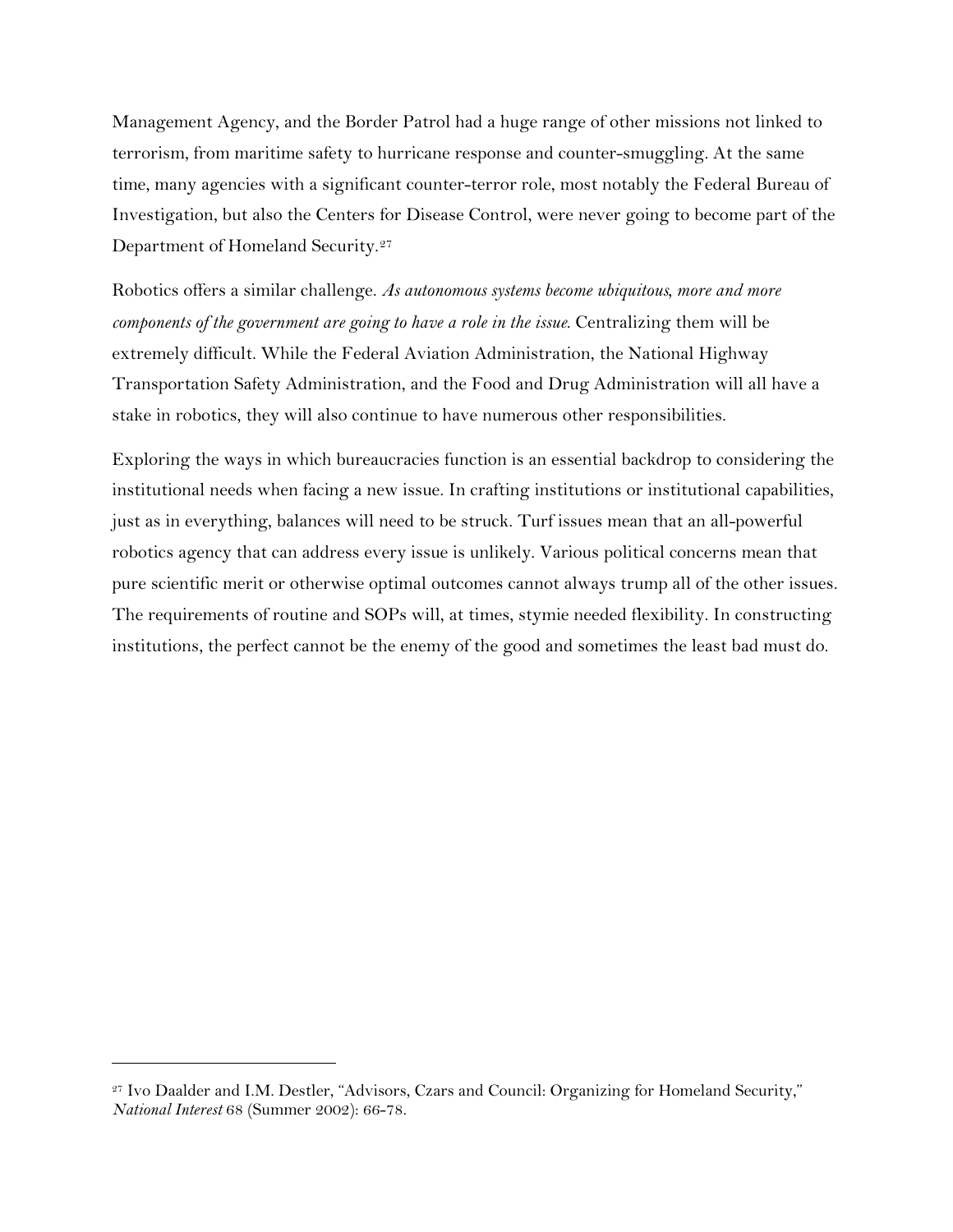Management Agency, and the Border Patrol had a huge range of other missions not linked to terrorism, from maritime safety to hurricane response and counter-smuggling. At the same time, many agencies with a significant counter-terror role, most notably the Federal Bureau of Investigation, but also the Centers for Disease Control, were never going to become part of the Department of Homeland Security.[27]

Robotics offers a similar challenge. *As autonomous systems become ubiquitous, more and more components of the government are going to have a role in the issue.* Centralizing them will be extremely difficult. While the Federal Aviation Administration, the National Highway Transportation Safety Administration, and the Food and Drug Administration will all have a stake in robotics, they will also continue to have numerous other responsibilities.

Exploring the ways in which bureaucracies function is an essential backdrop to considering the institutional needs when facing a new issue. In crafting institutions or institutional capabilities, just as in everything, balances will need to be struck. Turf issues mean that an all-powerful robotics agency that can address every issue is unlikely. Various political concerns mean that pure scientific merit or otherwise optimal outcomes cannot always trump all of the other issues. The requirements of routine and SOPs will, at times, stymie needed flexibility. In constructing institutions, the perfect cannot be the enemy of the good and sometimes the least bad must do.

---

[27] Ivo Daalder and I.M. Destler, "Advisors, Czars and Council: Organizing for Homeland Security," *National Interest* 68 (Summer 2002): 66-78.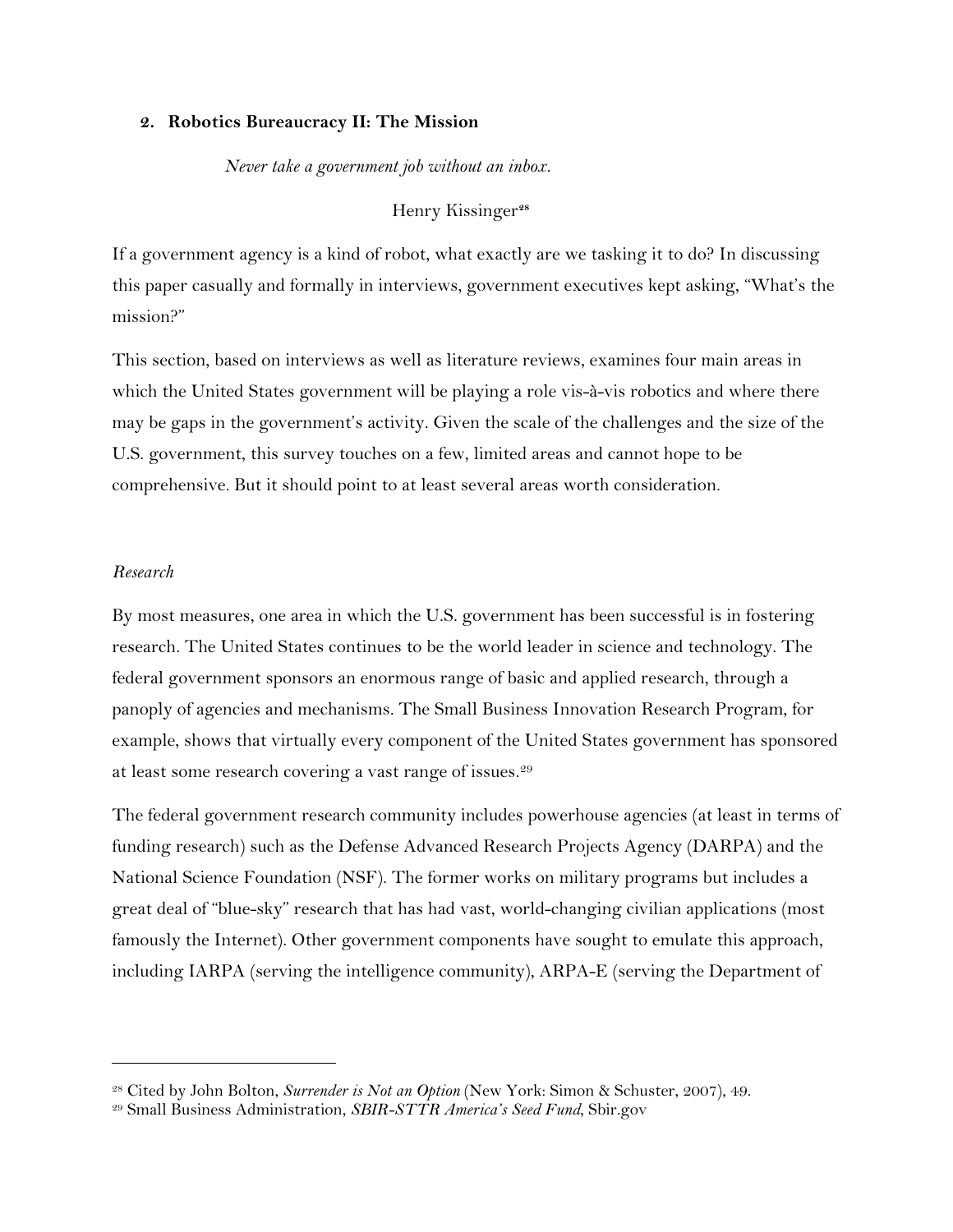## 2. Robotics Bureaucracy II: The Mission

*Never take a government job without an inbox.*

Henry Kissinger[28]

If a government agency is a kind of robot, what exactly are we tasking it to do? In discussing this paper casually and formally in interviews, government executives kept asking, "What's the mission?"

This section, based on interviews as well as literature reviews, examines four main areas in which the United States government will be playing a role vis-à-vis robotics and where there may be gaps in the government's activity. Given the scale of the challenges and the size of the U.S. government, this survey touches on a few, limited areas and cannot hope to be comprehensive. But it should point to at least several areas worth consideration.

*Research*

By most measures, one area in which the U.S. government has been successful is in fostering research. The United States continues to be the world leader in science and technology. The federal government sponsors an enormous range of basic and applied research, through a panoply of agencies and mechanisms. The Small Business Innovation Research Program, for example, shows that virtually every component of the United States government has sponsored at least some research covering a vast range of issues.[29]

The federal government research community includes powerhouse agencies (at least in terms of funding research) such as the Defense Advanced Research Projects Agency (DARPA) and the National Science Foundation (NSF). The former works on military programs but includes a great deal of "blue-sky" research that has had vast, world-changing civilian applications (most famously the Internet). Other government components have sought to emulate this approach, including IARPA (serving the intelligence community), ARPA-E (serving the Department of

---

[28] Cited by John Bolton, *Surrender is Not an Option* (New York: Simon & Schuster, 2007), 49.

[29] Small Business Administration, *SBIR-STTR America's Seed Fund*, Sbir.gov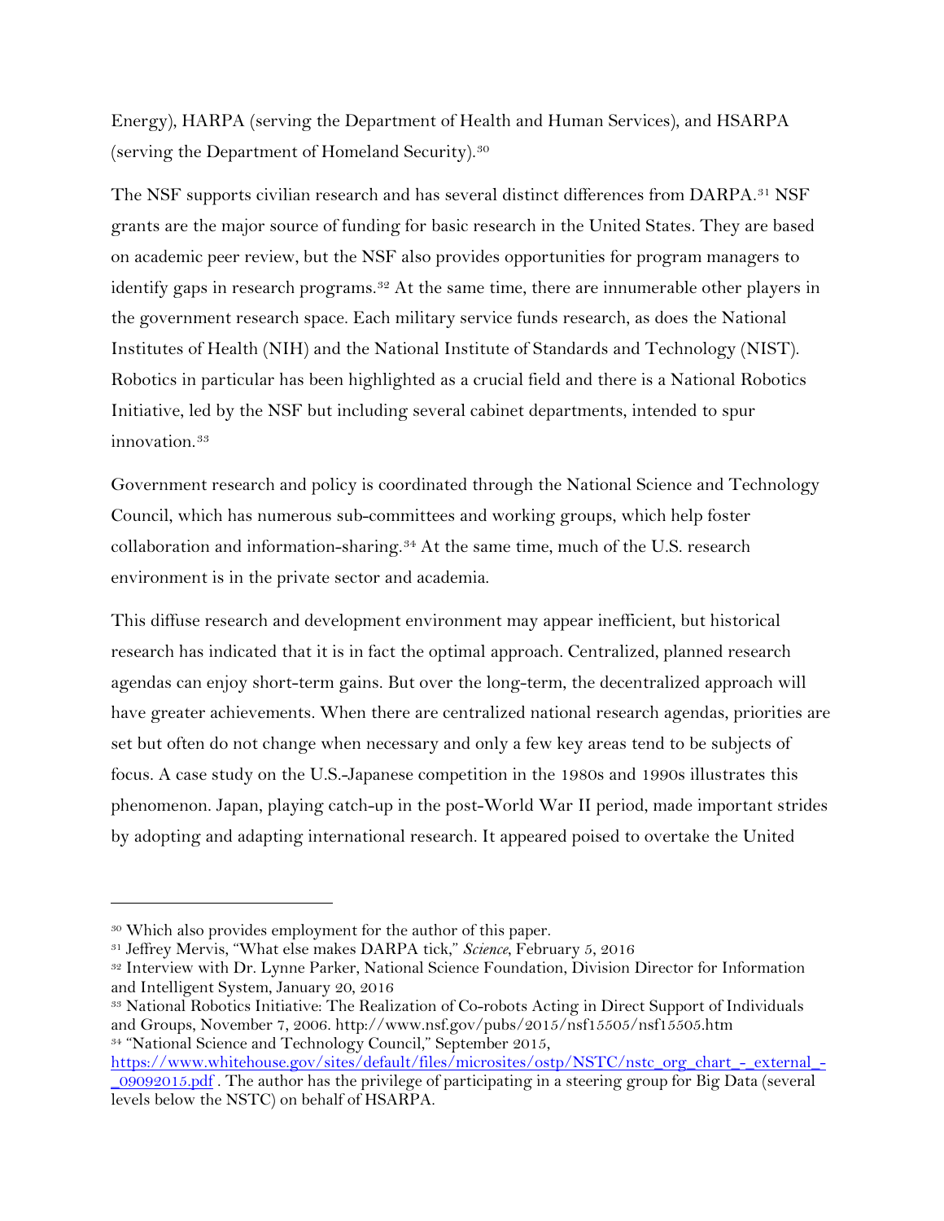Energy), HARPA (serving the Department of Health and Human Services), and HSARPA (serving the Department of Homeland Security).[30]

The NSF supports civilian research and has several distinct differences from DARPA.[31] NSF grants are the major source of funding for basic research in the United States. They are based on academic peer review, but the NSF also provides opportunities for program managers to identify gaps in research programs.[32] At the same time, there are innumerable other players in the government research space. Each military service funds research, as does the National Institutes of Health (NIH) and the National Institute of Standards and Technology (NIST). Robotics in particular has been highlighted as a crucial field and there is a National Robotics Initiative, led by the NSF but including several cabinet departments, intended to spur innovation.[33]

Government research and policy is coordinated through the National Science and Technology Council, which has numerous sub-committees and working groups, which help foster collaboration and information-sharing.[34] At the same time, much of the U.S. research environment is in the private sector and academia.

This diffuse research and development environment may appear inefficient, but historical research has indicated that it is in fact the optimal approach. Centralized, planned research agendas can enjoy short-term gains. But over the long-term, the decentralized approach will have greater achievements. When there are centralized national research agendas, priorities are set but often do not change when necessary and only a few key areas tend to be subjects of focus. A case study on the U.S.-Japanese competition in the 1980s and 1990s illustrates this phenomenon. Japan, playing catch-up in the post-World War II period, made important strides by adopting and adapting international research. It appeared poised to overtake the United

---

[30] Which also provides employment for the author of this paper.

[31] Jeffrey Mervis, "What else makes DARPA tick," *Science*, February 5, 2016

[32] Interview with Dr. Lynne Parker, National Science Foundation, Division Director for Information and Intelligent System, January 20, 2016

[33] National Robotics Initiative: The Realization of Co-robots Acting in Direct Support of Individuals and Groups, November 7, 2006. http://www.nsf.gov/pubs/2015/nsf15505/nsf15505.htm

[34] "National Science and Technology Council," September 2015, [https://www.whitehouse.gov/sites/default/files/microsites/ostp/NSTC/nstc_org_chart_-_external_-_09092015.pdf](https://www.whitehouse.gov/sites/default/files/microsites/ostp/NSTC/nstc_org_chart_-_external_-_09092015.pdf) . The author has the privilege of participating in a steering group for Big Data (several levels below the NSTC) on behalf of HSARPA.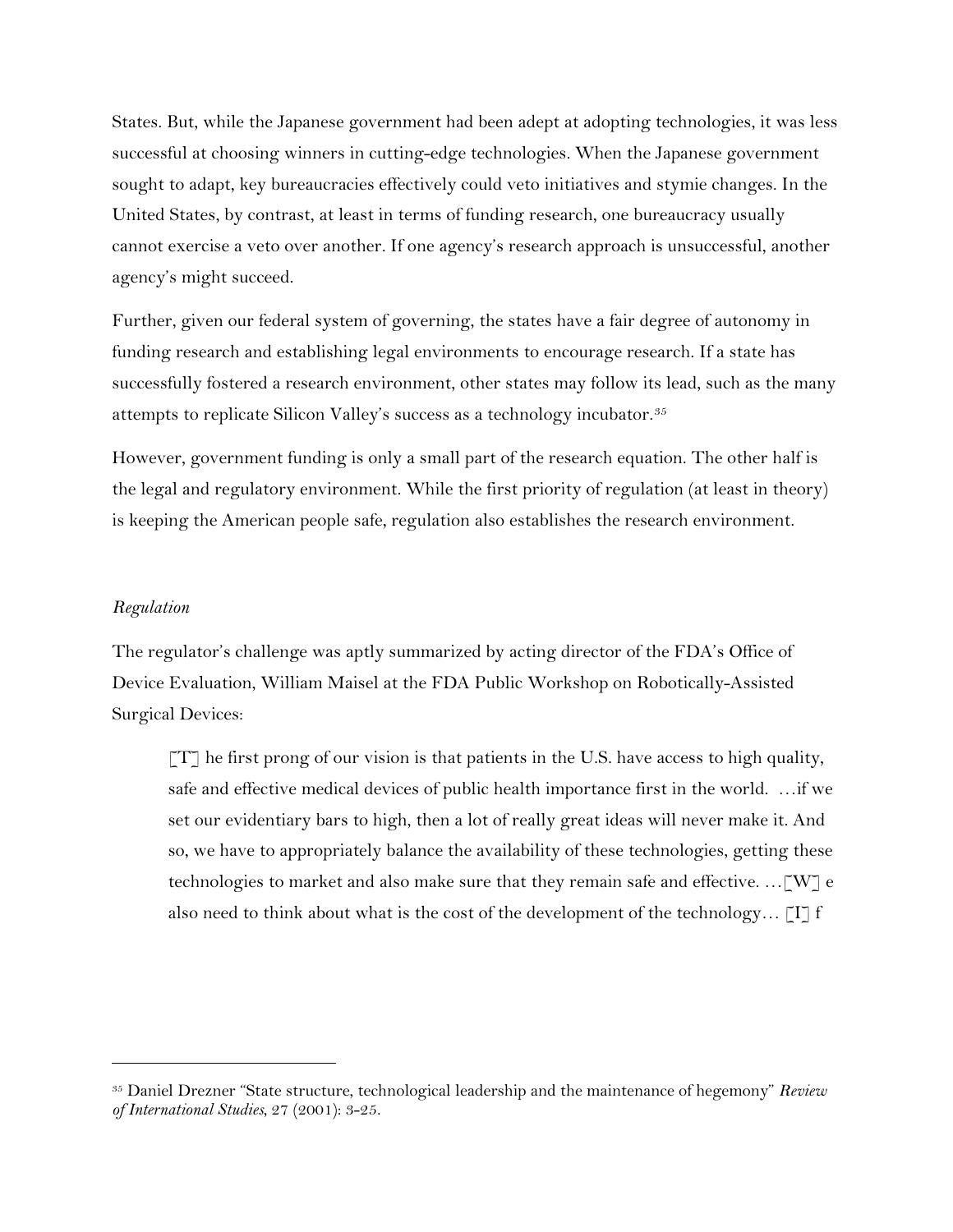States. But, while the Japanese government had been adept at adopting technologies, it was less successful at choosing winners in cutting-edge technologies. When the Japanese government sought to adapt, key bureaucracies effectively could veto initiatives and stymie changes. In the United States, by contrast, at least in terms of funding research, one bureaucracy usually cannot exercise a veto over another. If one agency's research approach is unsuccessful, another agency's might succeed.

Further, given our federal system of governing, the states have a fair degree of autonomy in funding research and establishing legal environments to encourage research. If a state has successfully fostered a research environment, other states may follow its lead, such as the many attempts to replicate Silicon Valley's success as a technology incubator.[35]

However, government funding is only a small part of the research equation. The other half is the legal and regulatory environment. While the first priority of regulation (at least in theory) is keeping the American people safe, regulation also establishes the research environment.

### *Regulation*

The regulator's challenge was aptly summarized by acting director of the FDA's Office of Device Evaluation, William Maisel at the FDA Public Workshop on Robotically-Assisted Surgical Devices:

> [T] he first prong of our vision is that patients in the U.S. have access to high quality, safe and effective medical devices of public health importance first in the world. …if we set our evidentiary bars to high, then a lot of really great ideas will never make it. And so, we have to appropriately balance the availability of these technologies, getting these technologies to market and also make sure that they remain safe and effective. …[W] e also need to think about what is the cost of the development of the technology… [I] f

[35] Daniel Drezner "State structure, technological leadership and the maintenance of hegemony" *Review of International Studies*, 27 (2001): 3-25.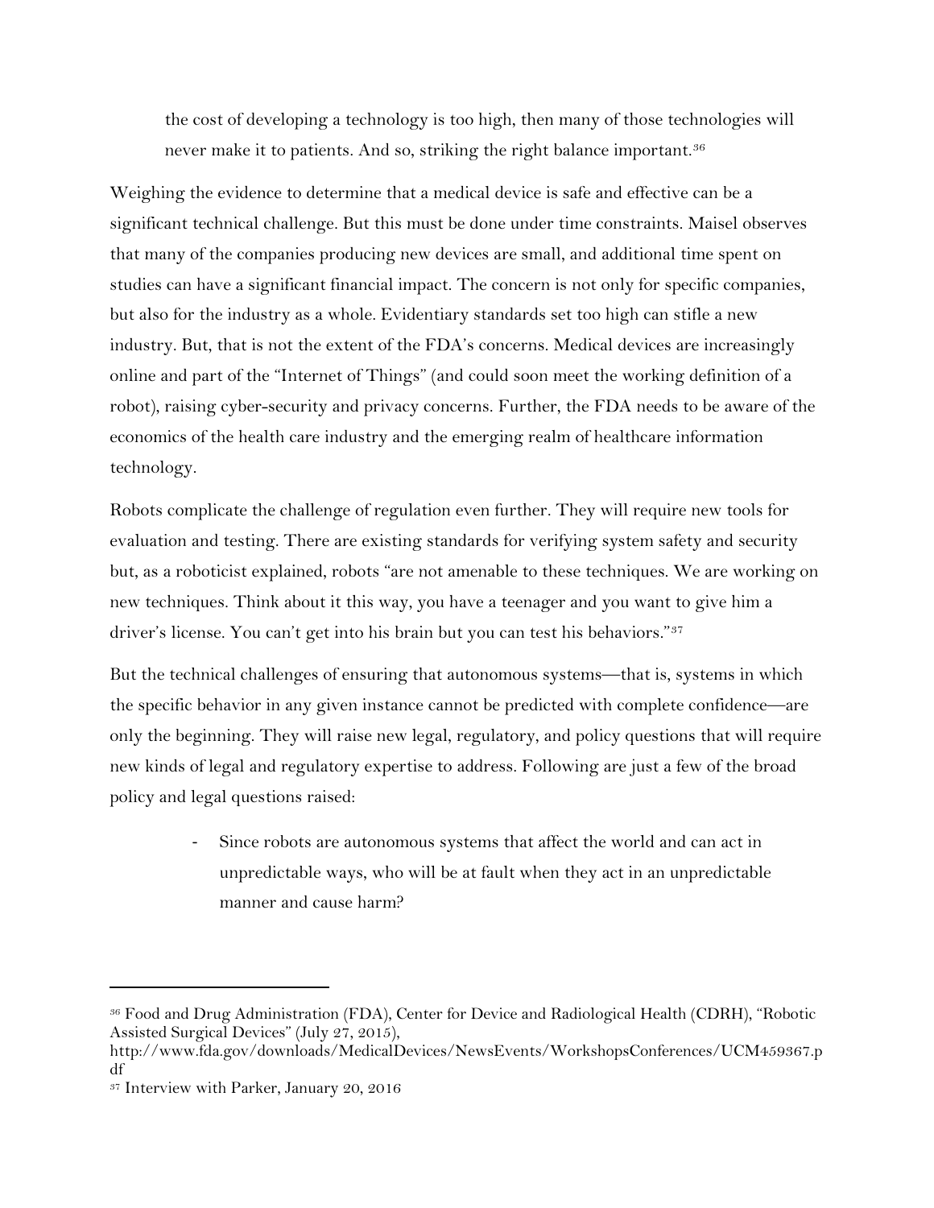> the cost of developing a technology is too high, then many of those technologies will never make it to patients. And so, striking the right balance important.[36]

Weighing the evidence to determine that a medical device is safe and effective can be a significant technical challenge. But this must be done under time constraints. Maisel observes that many of the companies producing new devices are small, and additional time spent on studies can have a significant financial impact. The concern is not only for specific companies, but also for the industry as a whole. Evidentiary standards set too high can stifle a new industry. But, that is not the extent of the FDA's concerns. Medical devices are increasingly online and part of the "Internet of Things" (and could soon meet the working definition of a robot), raising cyber-security and privacy concerns. Further, the FDA needs to be aware of the economics of the health care industry and the emerging realm of healthcare information technology.

Robots complicate the challenge of regulation even further. They will require new tools for evaluation and testing. There are existing standards for verifying system safety and security but, as a roboticist explained, robots "are not amenable to these techniques. We are working on new techniques. Think about it this way, you have a teenager and you want to give him a driver's license. You can't get into his brain but you can test his behaviors."[37]

But the technical challenges of ensuring that autonomous systems—that is, systems in which the specific behavior in any given instance cannot be predicted with complete confidence—are only the beginning. They will raise new legal, regulatory, and policy questions that will require new kinds of legal and regulatory expertise to address. Following are just a few of the broad policy and legal questions raised:

- Since robots are autonomous systems that affect the world and can act in unpredictable ways, who will be at fault when they act in an unpredictable manner and cause harm?

---

[36] Food and Drug Administration (FDA), Center for Device and Radiological Health (CDRH), "Robotic Assisted Surgical Devices" (July 27, 2015), http://www.fda.gov/downloads/MedicalDevices/NewsEvents/WorkshopsConferences/UCM459367.pdf

[37] Interview with Parker, January 20, 2016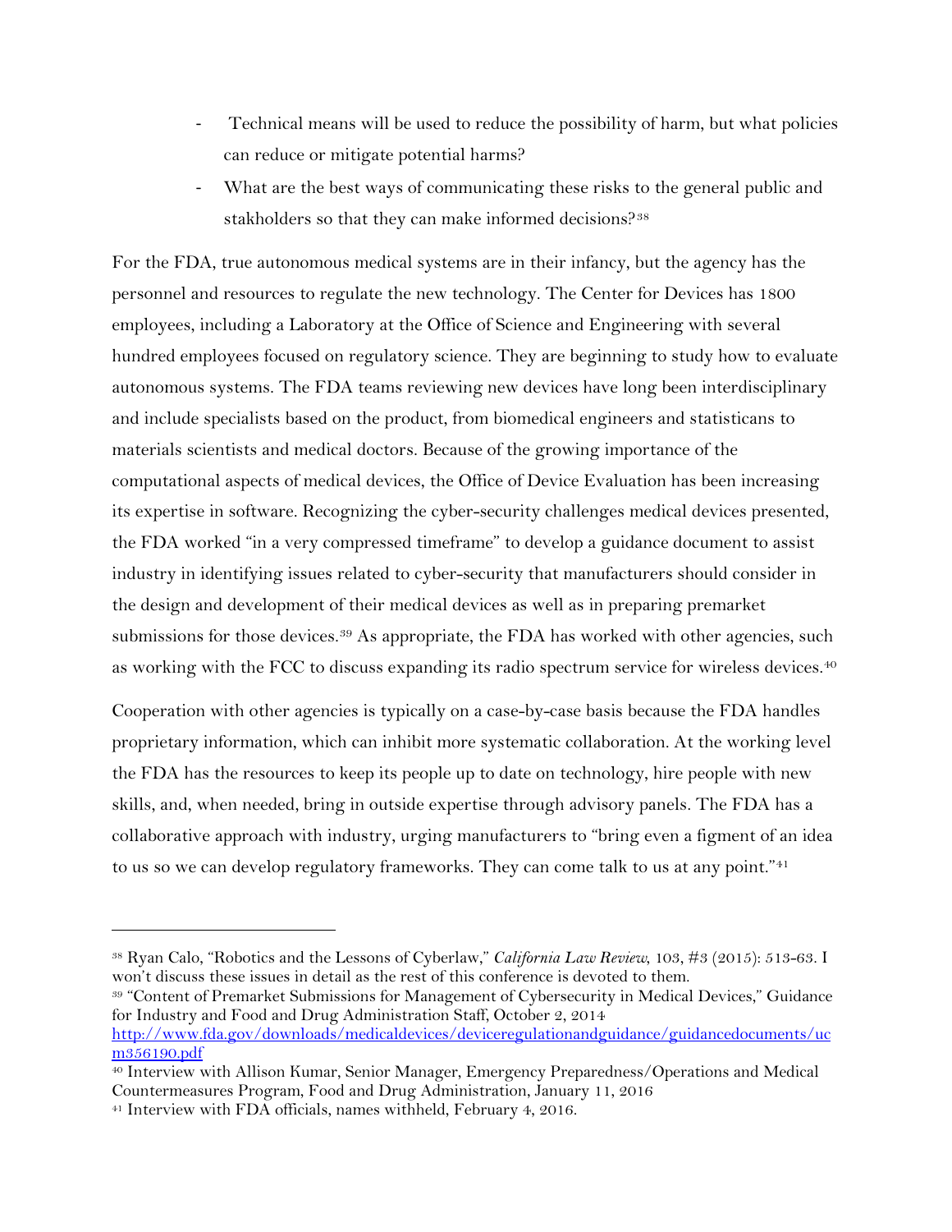- Technical means will be used to reduce the possibility of harm, but what policies can reduce or mitigate potential harms?
- What are the best ways of communicating these risks to the general public and stakholders so that they can make informed decisions?[38]

For the FDA, true autonomous medical systems are in their infancy, but the agency has the personnel and resources to regulate the new technology. The Center for Devices has 1800 employees, including a Laboratory at the Office of Science and Engineering with several hundred employees focused on regulatory science. They are beginning to study how to evaluate autonomous systems. The FDA teams reviewing new devices have long been interdisciplinary and include specialists based on the product, from biomedical engineers and statisticans to materials scientists and medical doctors. Because of the growing importance of the computational aspects of medical devices, the Office of Device Evaluation has been increasing its expertise in software. Recognizing the cyber-security challenges medical devices presented, the FDA worked "in a very compressed timeframe" to develop a guidance document to assist industry in identifying issues related to cyber-security that manufacturers should consider in the design and development of their medical devices as well as in preparing premarket submissions for those devices.[39] As appropriate, the FDA has worked with other agencies, such as working with the FCC to discuss expanding its radio spectrum service for wireless devices.[40]

Cooperation with other agencies is typically on a case-by-case basis because the FDA handles proprietary information, which can inhibit more systematic collaboration. At the working level the FDA has the resources to keep its people up to date on technology, hire people with new skills, and, when needed, bring in outside expertise through advisory panels. The FDA has a collaborative approach with industry, urging manufacturers to "bring even a figment of an idea to us so we can develop regulatory frameworks. They can come talk to us at any point."[41]

---

[38] Ryan Calo, "Robotics and the Lessons of Cyberlaw," *California Law Review*, 103, #3 (2015): 513-63. I won't discuss these issues in detail as the rest of this conference is devoted to them.

[39] "Content of Premarket Submissions for Management of Cybersecurity in Medical Devices," Guidance for Industry and Food and Drug Administration Staff, October 2, 2014 http://www.fda.gov/downloads/medicaldevices/deviceregulationandguidance/guidancedocuments/ucm356190.pdf

[40] Interview with Allison Kumar, Senior Manager, Emergency Preparedness/Operations and Medical Countermeasures Program, Food and Drug Administration, January 11, 2016

[41] Interview with FDA officials, names withheld, February 4, 2016.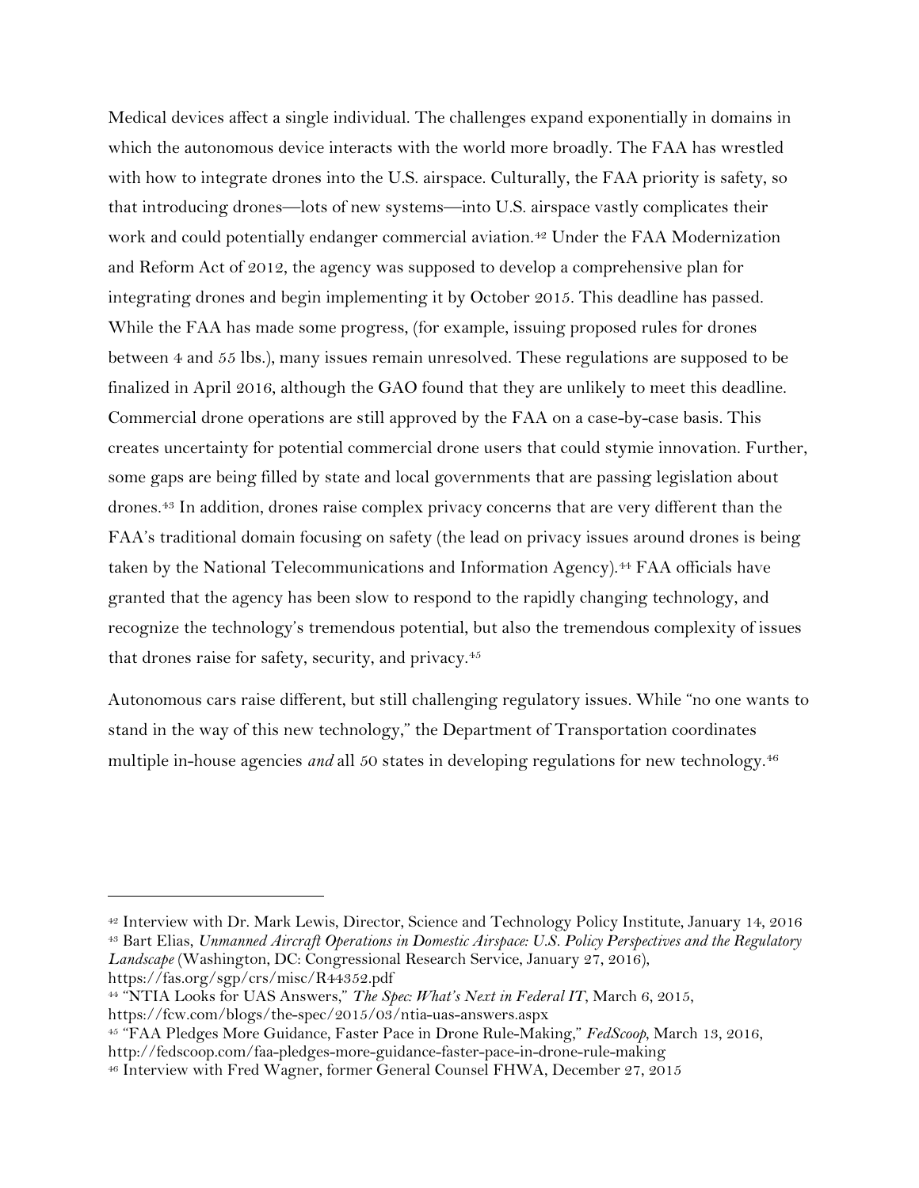Medical devices affect a single individual. The challenges expand exponentially in domains in which the autonomous device interacts with the world more broadly. The FAA has wrestled with how to integrate drones into the U.S. airspace. Culturally, the FAA priority is safety, so that introducing drones—lots of new systems—into U.S. airspace vastly complicates their work and could potentially endanger commercial aviation.[42] Under the FAA Modernization and Reform Act of 2012, the agency was supposed to develop a comprehensive plan for integrating drones and begin implementing it by October 2015. This deadline has passed. While the FAA has made some progress, (for example, issuing proposed rules for drones between 4 and 55 lbs.), many issues remain unresolved. These regulations are supposed to be finalized in April 2016, although the GAO found that they are unlikely to meet this deadline. Commercial drone operations are still approved by the FAA on a case-by-case basis. This creates uncertainty for potential commercial drone users that could stymie innovation. Further, some gaps are being filled by state and local governments that are passing legislation about drones.[43] In addition, drones raise complex privacy concerns that are very different than the FAA's traditional domain focusing on safety (the lead on privacy issues around drones is being taken by the National Telecommunications and Information Agency).[44] FAA officials have granted that the agency has been slow to respond to the rapidly changing technology, and recognize the technology's tremendous potential, but also the tremendous complexity of issues that drones raise for safety, security, and privacy.[45]

Autonomous cars raise different, but still challenging regulatory issues. While "no one wants to stand in the way of this new technology," the Department of Transportation coordinates multiple in-house agencies *and* all 50 states in developing regulations for new technology.[46]

---

[42] Interview with Dr. Mark Lewis, Director, Science and Technology Policy Institute, January 14, 2016

[43] Bart Elias, *Unmanned Aircraft Operations in Domestic Airspace: U.S. Policy Perspectives and the Regulatory Landscape* (Washington, DC: Congressional Research Service, January 27, 2016), https://fas.org/sgp/crs/misc/R44352.pdf

[44] "NTIA Looks for UAS Answers," *The Spec: What's Next in Federal IT*, March 6, 2015, https://fcw.com/blogs/the-spec/2015/03/ntia-uas-answers.aspx

[45] "FAA Pledges More Guidance, Faster Pace in Drone Rule-Making," *FedScoop*, March 13, 2016, http://fedscoop.com/faa-pledges-more-guidance-faster-pace-in-drone-rule-making

[46] Interview with Fred Wagner, former General Counsel FHWA, December 27, 2015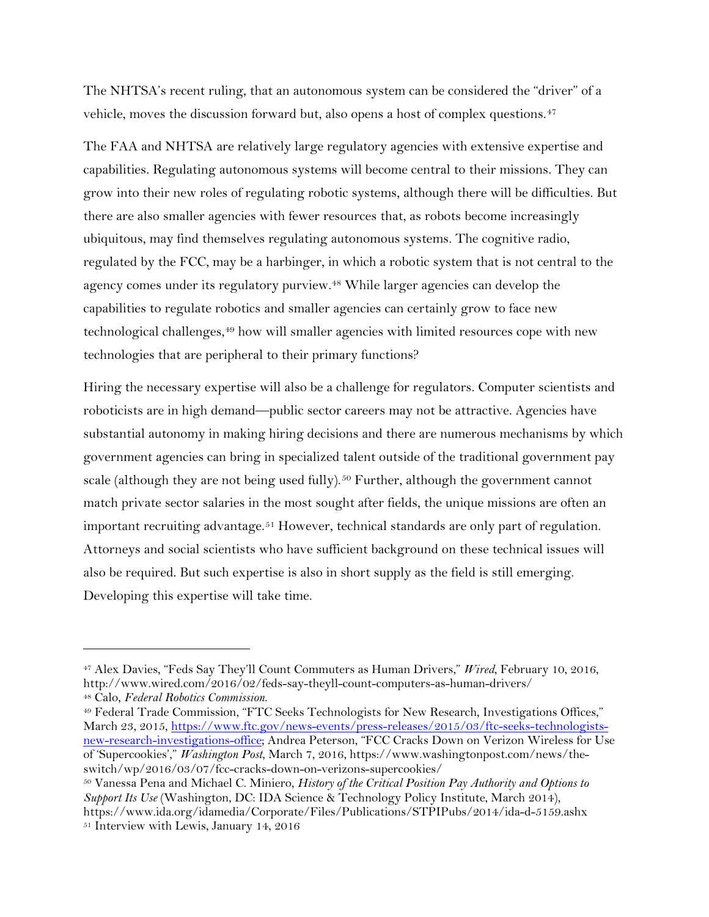The NHTSA's recent ruling, that an autonomous system can be considered the "driver" of a vehicle, moves the discussion forward but, also opens a host of complex questions.[47]

The FAA and NHTSA are relatively large regulatory agencies with extensive expertise and capabilities. Regulating autonomous systems will become central to their missions. They can grow into their new roles of regulating robotic systems, although there will be difficulties. But there are also smaller agencies with fewer resources that, as robots become increasingly ubiquitous, may find themselves regulating autonomous systems. The cognitive radio, regulated by the FCC, may be a harbinger, in which a robotic system that is not central to the agency comes under its regulatory purview.[48] While larger agencies can develop the capabilities to regulate robotics and smaller agencies can certainly grow to face new technological challenges,[49] how will smaller agencies with limited resources cope with new technologies that are peripheral to their primary functions?

Hiring the necessary expertise will also be a challenge for regulators. Computer scientists and roboticists are in high demand—public sector careers may not be attractive. Agencies have substantial autonomy in making hiring decisions and there are numerous mechanisms by which government agencies can bring in specialized talent outside of the traditional government pay scale (although they are not being used fully).[50] Further, although the government cannot match private sector salaries in the most sought after fields, the unique missions are often an important recruiting advantage.[51] However, technical standards are only part of regulation. Attorneys and social scientists who have sufficient background on these technical issues will also be required. But such expertise is also in short supply as the field is still emerging. Developing this expertise will take time.

---

[47] Alex Davies, "Feds Say They'll Count Commuters as Human Drivers," *Wired*, February 10, 2016, http://www.wired.com/2016/02/feds-say-theyll-count-computers-as-human-drivers/

[48] Calo, *Federal Robotics Commission.*

[49] Federal Trade Commission, "FTC Seeks Technologists for New Research, Investigations Offices," March 23, 2015, https://www.ftc.gov/news-events/press-releases/2015/03/ftc-seeks-technologists-new-research-investigations-office; Andrea Peterson, "FCC Cracks Down on Verizon Wireless for Use of 'Supercookies'," *Washington Post*, March 7, 2016, https://www.washingtonpost.com/news/the-switch/wp/2016/03/07/fcc-cracks-down-on-verizons-supercookies/

[50] Vanessa Pena and Michael C. Miniero, *History of the Critical Position Pay Authority and Options to Support Its Use* (Washington, DC: IDA Science & Technology Policy Institute, March 2014), https://www.ida.org/idamedia/Corporate/Files/Publications/STPIPubs/2014/ida-d-5159.ashx

[51] Interview with Lewis, January 14, 2016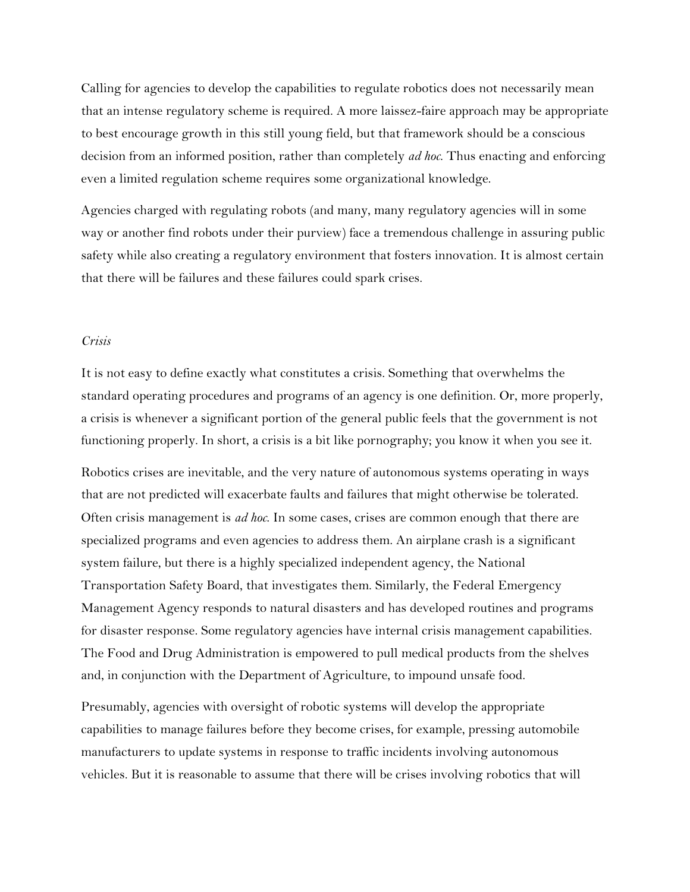Calling for agencies to develop the capabilities to regulate robotics does not necessarily mean that an intense regulatory scheme is required. A more laissez-faire approach may be appropriate to best encourage growth in this still young field, but that framework should be a conscious decision from an informed position, rather than completely *ad hoc*. Thus enacting and enforcing even a limited regulation scheme requires some organizational knowledge.

Agencies charged with regulating robots (and many, many regulatory agencies will in some way or another find robots under their purview) face a tremendous challenge in assuring public safety while also creating a regulatory environment that fosters innovation. It is almost certain that there will be failures and these failures could spark crises.

### *Crisis*

It is not easy to define exactly what constitutes a crisis. Something that overwhelms the standard operating procedures and programs of an agency is one definition. Or, more properly, a crisis is whenever a significant portion of the general public feels that the government is not functioning properly. In short, a crisis is a bit like pornography; you know it when you see it.

Robotics crises are inevitable, and the very nature of autonomous systems operating in ways that are not predicted will exacerbate faults and failures that might otherwise be tolerated. Often crisis management is *ad hoc*. In some cases, crises are common enough that there are specialized programs and even agencies to address them. An airplane crash is a significant system failure, but there is a highly specialized independent agency, the National Transportation Safety Board, that investigates them. Similarly, the Federal Emergency Management Agency responds to natural disasters and has developed routines and programs for disaster response. Some regulatory agencies have internal crisis management capabilities. The Food and Drug Administration is empowered to pull medical products from the shelves and, in conjunction with the Department of Agriculture, to impound unsafe food.

Presumably, agencies with oversight of robotic systems will develop the appropriate capabilities to manage failures before they become crises, for example, pressing automobile manufacturers to update systems in response to traffic incidents involving autonomous vehicles. But it is reasonable to assume that there will be crises involving robotics that will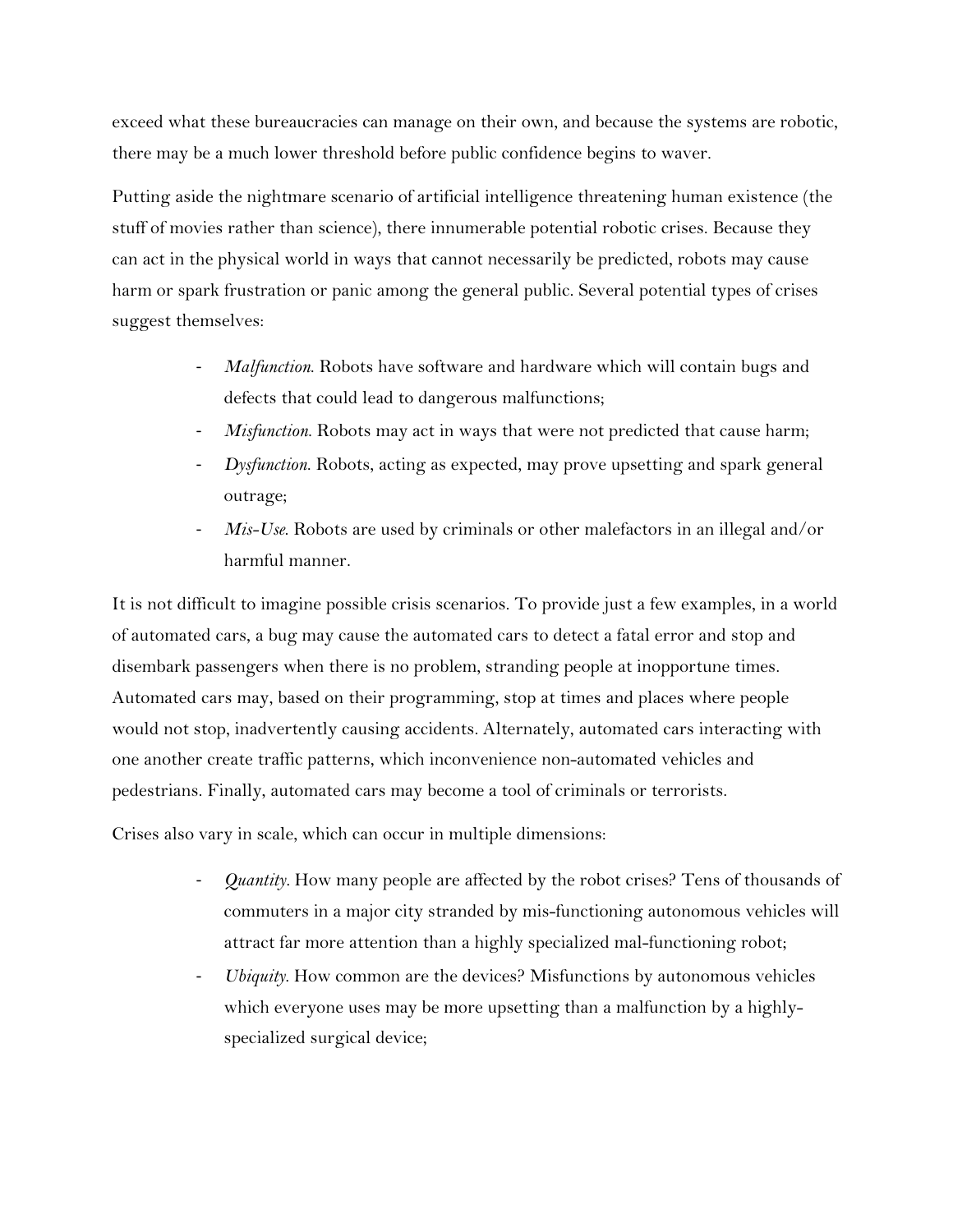exceed what these bureaucracies can manage on their own, and because the systems are robotic, there may be a much lower threshold before public confidence begins to waver.

Putting aside the nightmare scenario of artificial intelligence threatening human existence (the stuff of movies rather than science), there innumerable potential robotic crises. Because they can act in the physical world in ways that cannot necessarily be predicted, robots may cause harm or spark frustration or panic among the general public. Several potential types of crises suggest themselves:

- *Malfunction*. Robots have software and hardware which will contain bugs and defects that could lead to dangerous malfunctions;
- *Misfunction*. Robots may act in ways that were not predicted that cause harm;
- *Dysfunction*. Robots, acting as expected, may prove upsetting and spark general outrage;
- *Mis-Use*. Robots are used by criminals or other malefactors in an illegal and/or harmful manner.

It is not difficult to imagine possible crisis scenarios. To provide just a few examples, in a world of automated cars, a bug may cause the automated cars to detect a fatal error and stop and disembark passengers when there is no problem, stranding people at inopportune times. Automated cars may, based on their programming, stop at times and places where people would not stop, inadvertently causing accidents. Alternately, automated cars interacting with one another create traffic patterns, which inconvenience non-automated vehicles and pedestrians. Finally, automated cars may become a tool of criminals or terrorists.

Crises also vary in scale, which can occur in multiple dimensions:

- *Quantity*. How many people are affected by the robot crises? Tens of thousands of commuters in a major city stranded by mis-functioning autonomous vehicles will attract far more attention than a highly specialized mal-functioning robot;
- *Ubiquity*. How common are the devices? Misfunctions by autonomous vehicles which everyone uses may be more upsetting than a malfunction by a highly-specialized surgical device;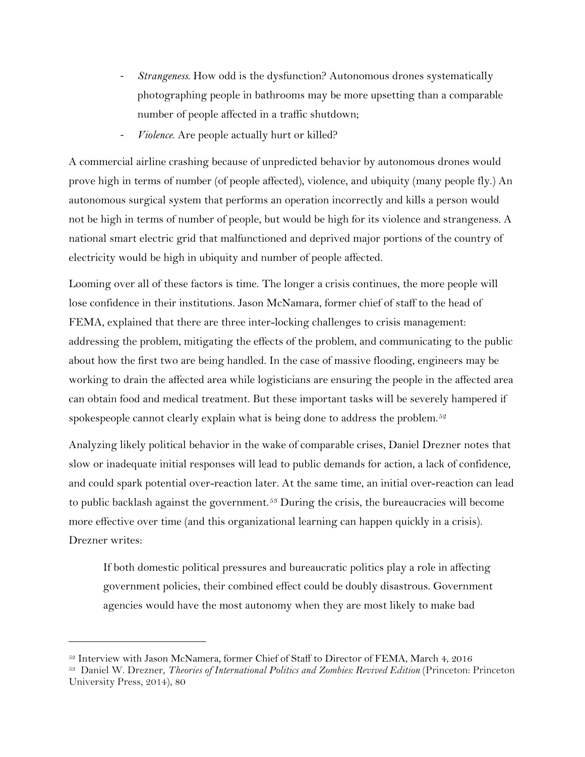- *Strangeness.* How odd is the dysfunction? Autonomous drones systematically photographing people in bathrooms may be more upsetting than a comparable number of people affected in a traffic shutdown;
- *Violence.* Are people actually hurt or killed?

A commercial airline crashing because of unpredicted behavior by autonomous drones would prove high in terms of number (of people affected), violence, and ubiquity (many people fly.) An autonomous surgical system that performs an operation incorrectly and kills a person would not be high in terms of number of people, but would be high for its violence and strangeness. A national smart electric grid that malfunctioned and deprived major portions of the country of electricity would be high in ubiquity and number of people affected.

Looming over all of these factors is time. The longer a crisis continues, the more people will lose confidence in their institutions. Jason McNamara, former chief of staff to the head of FEMA, explained that there are three inter-locking challenges to crisis management: addressing the problem, mitigating the effects of the problem, and communicating to the public about how the first two are being handled. In the case of massive flooding, engineers may be working to drain the affected area while logisticians are ensuring the people in the affected area can obtain food and medical treatment. But these important tasks will be severely hampered if spokespeople cannot clearly explain what is being done to address the problem.[52]

Analyzing likely political behavior in the wake of comparable crises, Daniel Drezner notes that slow or inadequate initial responses will lead to public demands for action, a lack of confidence, and could spark potential over-reaction later. At the same time, an initial over-reaction can lead to public backlash against the government.[53] During the crisis, the bureaucracies will become more effective over time (and this organizational learning can happen quickly in a crisis). Drezner writes:

> If both domestic political pressures and bureaucratic politics play a role in affecting government policies, their combined effect could be doubly disastrous. Government agencies would have the most autonomy when they are most likely to make bad

---

[52] Interview with Jason McNamera, former Chief of Staff to Director of FEMA, March 4, 2016

[53] Daniel W. Drezner, *Theories of International Politics and Zombies: Revived Edition* (Princeton: Princeton University Press, 2014), 80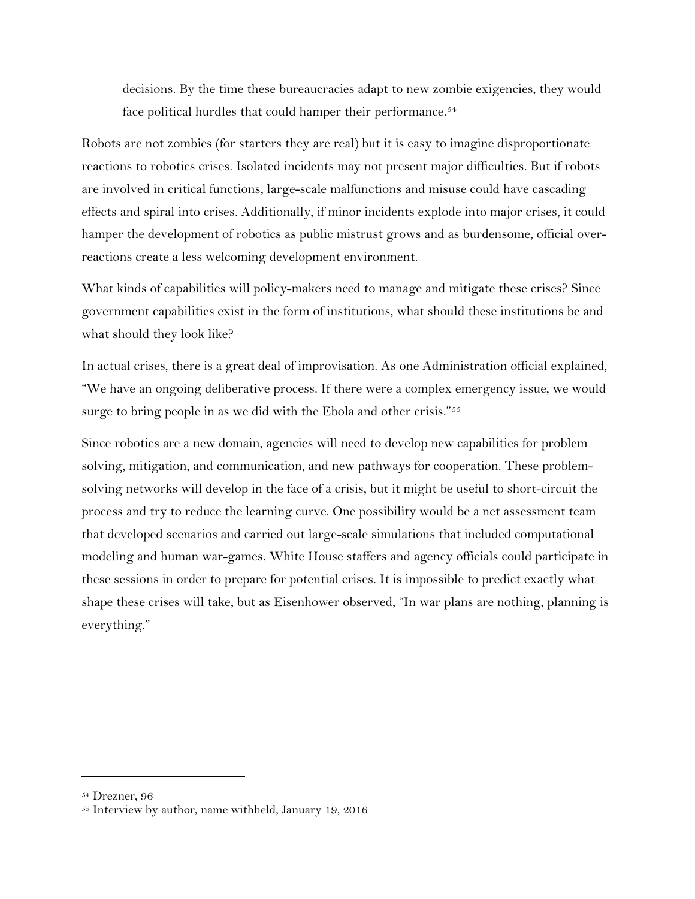decisions. By the time these bureaucracies adapt to new zombie exigencies, they would face political hurdles that could hamper their performance.[54]

Robots are not zombies (for starters they are real) but it is easy to imagine disproportionate reactions to robotics crises. Isolated incidents may not present major difficulties. But if robots are involved in critical functions, large-scale malfunctions and misuse could have cascading effects and spiral into crises. Additionally, if minor incidents explode into major crises, it could hamper the development of robotics as public mistrust grows and as burdensome, official over-reactions create a less welcoming development environment.

What kinds of capabilities will policy-makers need to manage and mitigate these crises? Since government capabilities exist in the form of institutions, what should these institutions be and what should they look like?

In actual crises, there is a great deal of improvisation. As one Administration official explained, "We have an ongoing deliberative process. If there were a complex emergency issue, we would surge to bring people in as we did with the Ebola and other crisis."[55]

Since robotics are a new domain, agencies will need to develop new capabilities for problem solving, mitigation, and communication, and new pathways for cooperation. These problem-solving networks will develop in the face of a crisis, but it might be useful to short-circuit the process and try to reduce the learning curve. One possibility would be a net assessment team that developed scenarios and carried out large-scale simulations that included computational modeling and human war-games. White House staffers and agency officials could participate in these sessions in order to prepare for potential crises. It is impossible to predict exactly what shape these crises will take, but as Eisenhower observed, "In war plans are nothing, planning is everything."

---

[54] Drezner, 96

[55] Interview by author, name withheld, January 19, 2016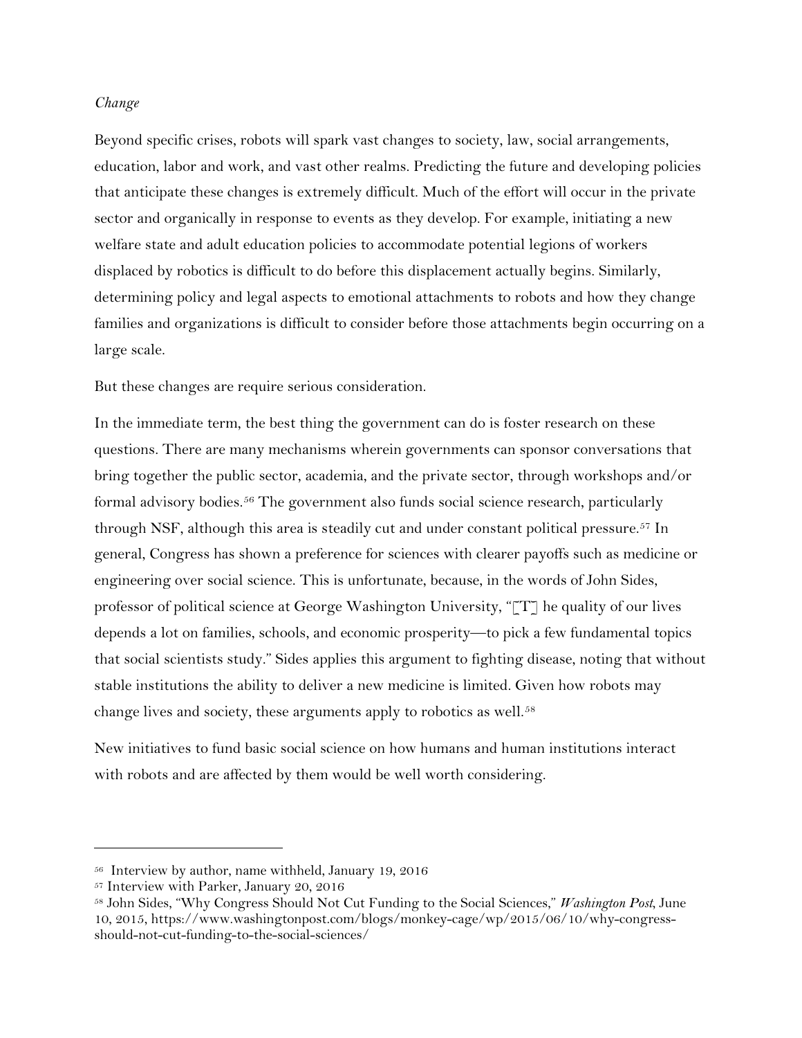*Change*

Beyond specific crises, robots will spark vast changes to society, law, social arrangements, education, labor and work, and vast other realms. Predicting the future and developing policies that anticipate these changes is extremely difficult. Much of the effort will occur in the private sector and organically in response to events as they develop. For example, initiating a new welfare state and adult education policies to accommodate potential legions of workers displaced by robotics is difficult to do before this displacement actually begins. Similarly, determining policy and legal aspects to emotional attachments to robots and how they change families and organizations is difficult to consider before those attachments begin occurring on a large scale.

But these changes are require serious consideration.

In the immediate term, the best thing the government can do is foster research on these questions. There are many mechanisms wherein governments can sponsor conversations that bring together the public sector, academia, and the private sector, through workshops and/or formal advisory bodies.[56] The government also funds social science research, particularly through NSF, although this area is steadily cut and under constant political pressure.[57] In general, Congress has shown a preference for sciences with clearer payoffs such as medicine or engineering over social science. This is unfortunate, because, in the words of John Sides, professor of political science at George Washington University, "[T] he quality of our lives depends a lot on families, schools, and economic prosperity—to pick a few fundamental topics that social scientists study." Sides applies this argument to fighting disease, noting that without stable institutions the ability to deliver a new medicine is limited. Given how robots may change lives and society, these arguments apply to robotics as well.[58]

New initiatives to fund basic social science on how humans and human institutions interact with robots and are affected by them would be well worth considering.

---

[56] Interview by author, name withheld, January 19, 2016

[57] Interview with Parker, January 20, 2016

[58] John Sides, "Why Congress Should Not Cut Funding to the Social Sciences," *Washington Post*, June 10, 2015, https://www.washingtonpost.com/blogs/monkey-cage/wp/2015/06/10/why-congress-should-not-cut-funding-to-the-social-sciences/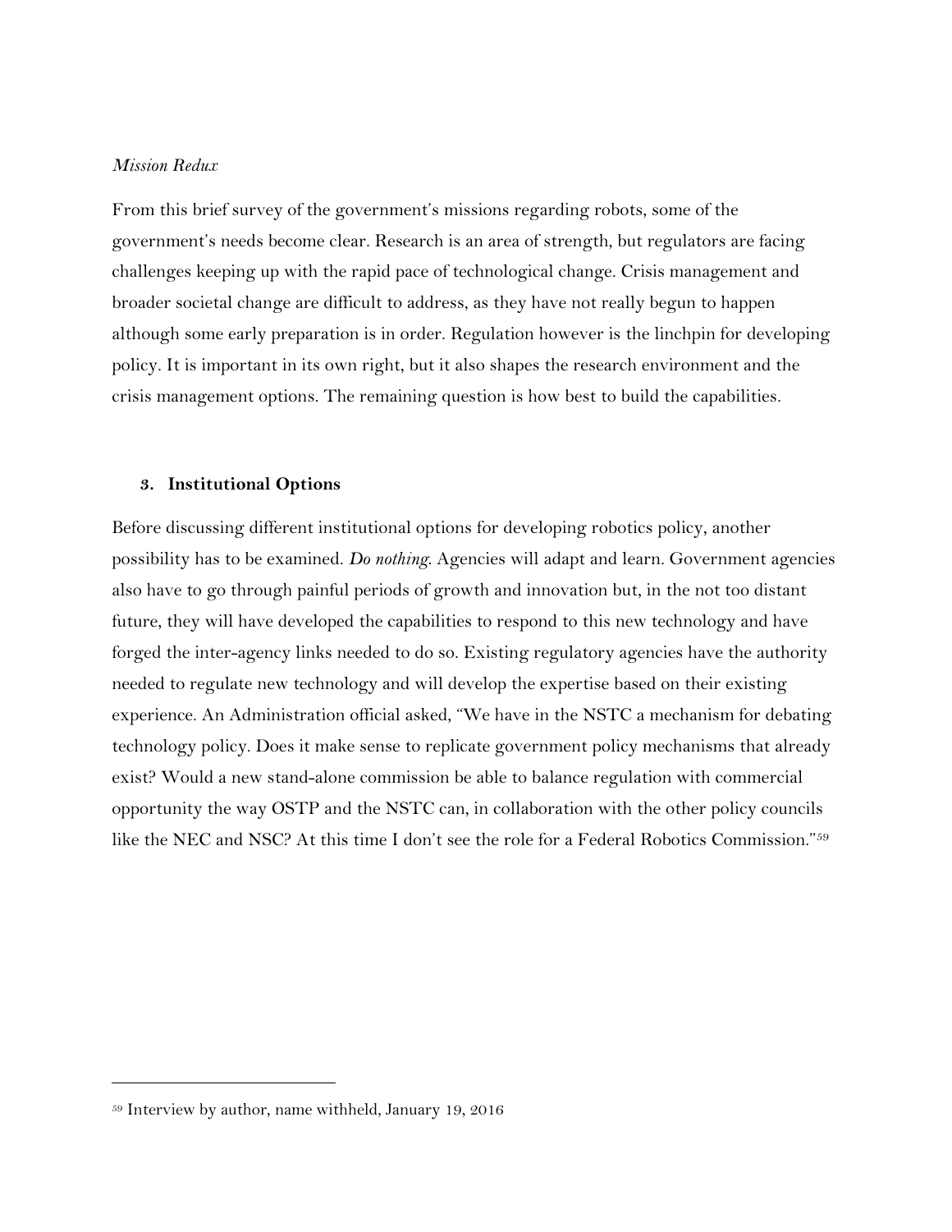*Mission Redux*

From this brief survey of the government's missions regarding robots, some of the government's needs become clear. Research is an area of strength, but regulators are facing challenges keeping up with the rapid pace of technological change. Crisis management and broader societal change are difficult to address, as they have not really begun to happen although some early preparation is in order. Regulation however is the linchpin for developing policy. It is important in its own right, but it also shapes the research environment and the crisis management options. The remaining question is how best to build the capabilities.

## 3. Institutional Options

Before discussing different institutional options for developing robotics policy, another possibility has to be examined. *Do nothing*. Agencies will adapt and learn. Government agencies also have to go through painful periods of growth and innovation but, in the not too distant future, they will have developed the capabilities to respond to this new technology and have forged the inter-agency links needed to do so. Existing regulatory agencies have the authority needed to regulate new technology and will develop the expertise based on their existing experience. An Administration official asked, "We have in the NSTC a mechanism for debating technology policy. Does it make sense to replicate government policy mechanisms that already exist? Would a new stand-alone commission be able to balance regulation with commercial opportunity the way OSTP and the NSTC can, in collaboration with the other policy councils like the NEC and NSC? At this time I don't see the role for a Federal Robotics Commission."[59]

[59] Interview by author, name withheld, January 19, 2016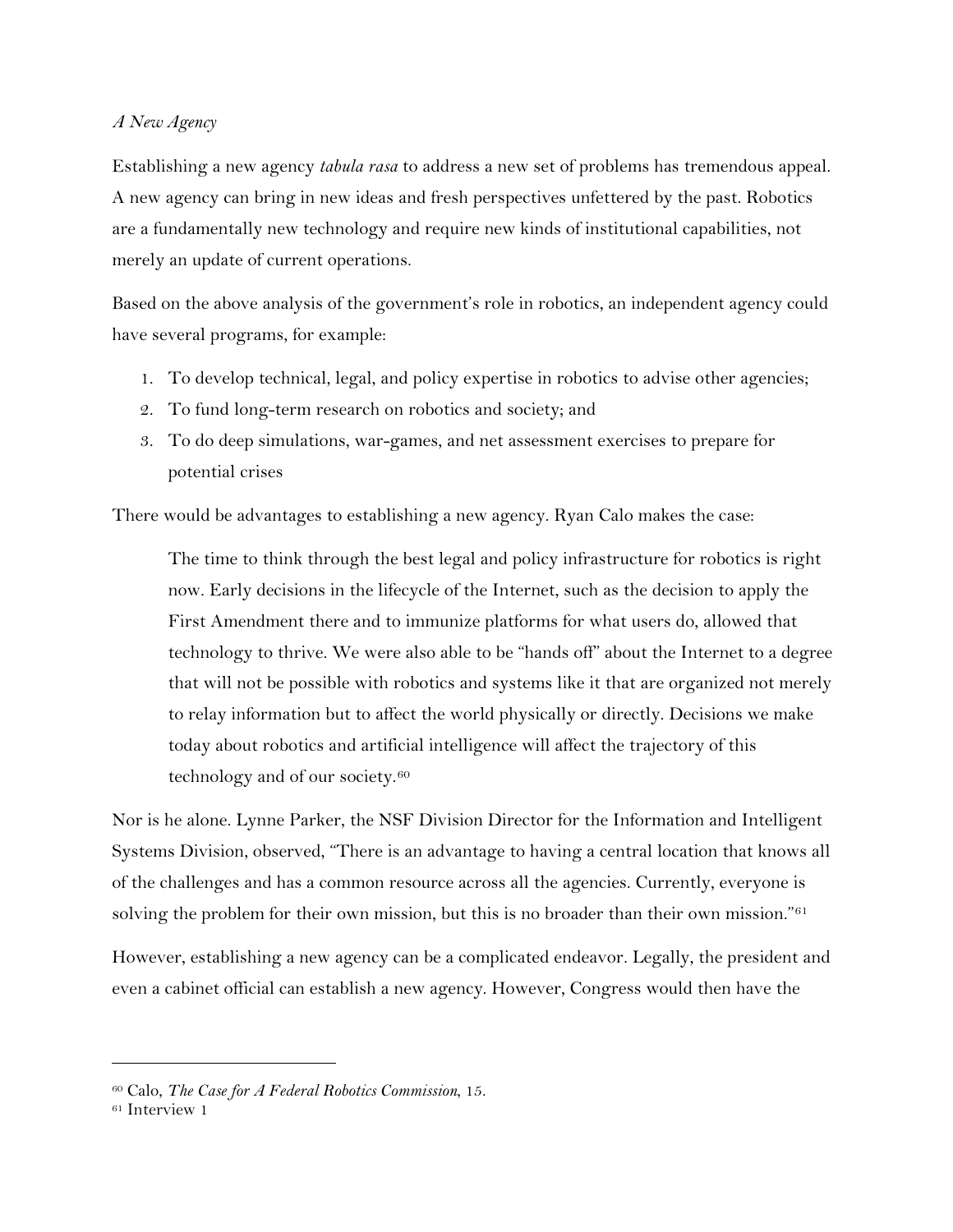*A New Agency*

Establishing a new agency *tabula rasa* to address a new set of problems has tremendous appeal. A new agency can bring in new ideas and fresh perspectives unfettered by the past. Robotics are a fundamentally new technology and require new kinds of institutional capabilities, not merely an update of current operations.

Based on the above analysis of the government's role in robotics, an independent agency could have several programs, for example:

1. To develop technical, legal, and policy expertise in robotics to advise other agencies;
2. To fund long-term research on robotics and society; and
3. To do deep simulations, war-games, and net assessment exercises to prepare for potential crises

There would be advantages to establishing a new agency. Ryan Calo makes the case:

> The time to think through the best legal and policy infrastructure for robotics is right now. Early decisions in the lifecycle of the Internet, such as the decision to apply the First Amendment there and to immunize platforms for what users do, allowed that technology to thrive. We were also able to be "hands off" about the Internet to a degree that will not be possible with robotics and systems like it that are organized not merely to relay information but to affect the world physically or directly. Decisions we make today about robotics and artificial intelligence will affect the trajectory of this technology and of our society.[60]

Nor is he alone. Lynne Parker, the NSF Division Director for the Information and Intelligent Systems Division, observed, "There is an advantage to having a central location that knows all of the challenges and has a common resource across all the agencies. Currently, everyone is solving the problem for their own mission, but this is no broader than their own mission."[61]

However, establishing a new agency can be a complicated endeavor. Legally, the president and even a cabinet official can establish a new agency. However, Congress would then have the

---

[60] Calo, *The Case for A Federal Robotics Commission*, 15.

[61] Interview 1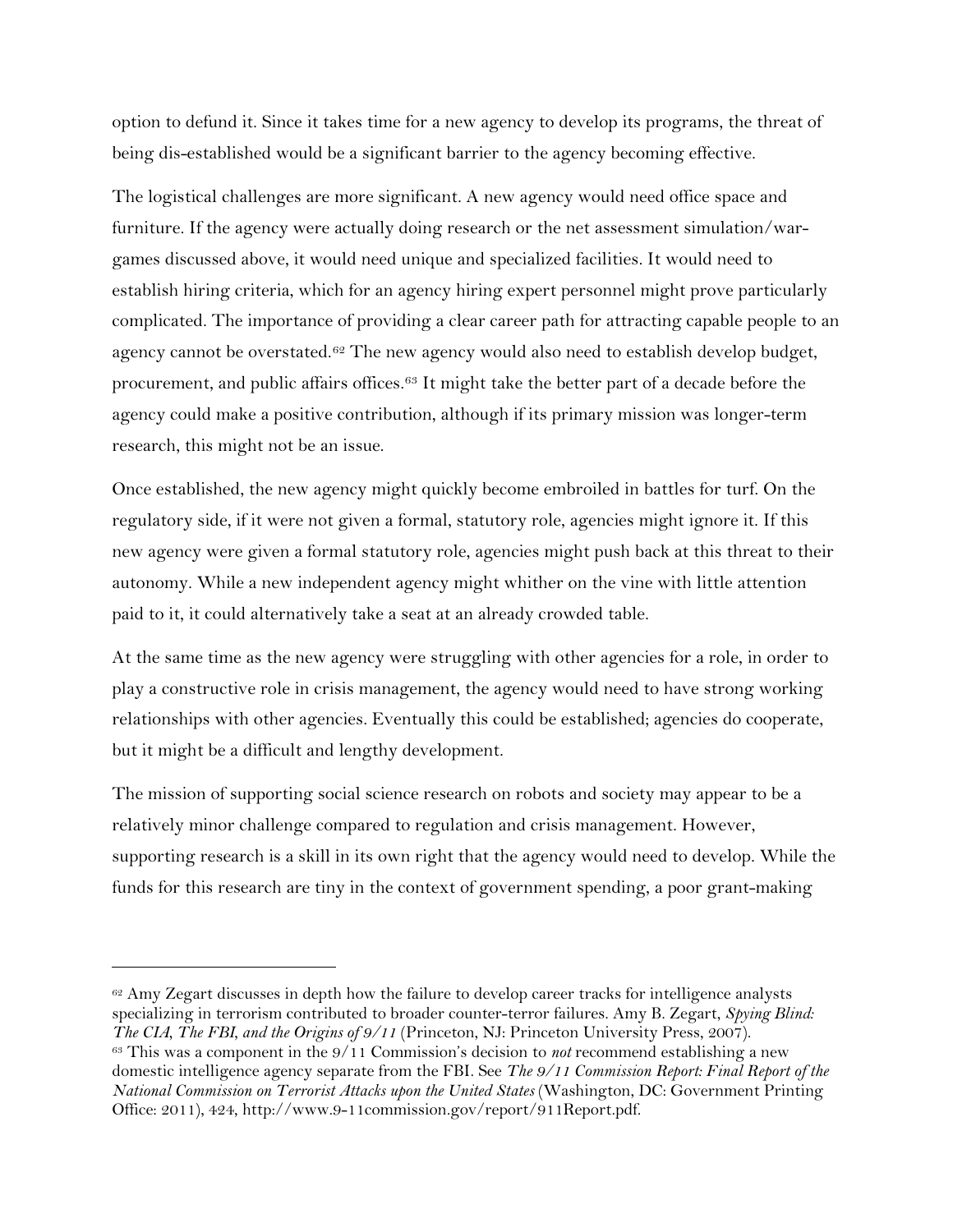option to defund it. Since it takes time for a new agency to develop its programs, the threat of being dis-established would be a significant barrier to the agency becoming effective.

The logistical challenges are more significant. A new agency would need office space and furniture. If the agency were actually doing research or the net assessment simulation/war-games discussed above, it would need unique and specialized facilities. It would need to establish hiring criteria, which for an agency hiring expert personnel might prove particularly complicated. The importance of providing a clear career path for attracting capable people to an agency cannot be overstated.[62] The new agency would also need to establish develop budget, procurement, and public affairs offices.[63] It might take the better part of a decade before the agency could make a positive contribution, although if its primary mission was longer-term research, this might not be an issue.

Once established, the new agency might quickly become embroiled in battles for turf. On the regulatory side, if it were not given a formal, statutory role, agencies might ignore it. If this new agency were given a formal statutory role, agencies might push back at this threat to their autonomy. While a new independent agency might whither on the vine with little attention paid to it, it could alternatively take a seat at an already crowded table.

At the same time as the new agency were struggling with other agencies for a role, in order to play a constructive role in crisis management, the agency would need to have strong working relationships with other agencies. Eventually this could be established; agencies do cooperate, but it might be a difficult and lengthy development.

The mission of supporting social science research on robots and society may appear to be a relatively minor challenge compared to regulation and crisis management. However, supporting research is a skill in its own right that the agency would need to develop. While the funds for this research are tiny in the context of government spending, a poor grant-making

---

[62] Amy Zegart discusses in depth how the failure to develop career tracks for intelligence analysts specializing in terrorism contributed to broader counter-terror failures. Amy B. Zegart, *Spying Blind: The CIA, The FBI, and the Origins of 9/11* (Princeton, NJ: Princeton University Press, 2007).

[63] This was a component in the 9/11 Commission's decision to *not* recommend establishing a new domestic intelligence agency separate from the FBI. See *The 9/11 Commission Report: Final Report of the National Commission on Terrorist Attacks upon the United States* (Washington, DC: Government Printing Office: 2011), 424, http://www.9-11commission.gov/report/911Report.pdf.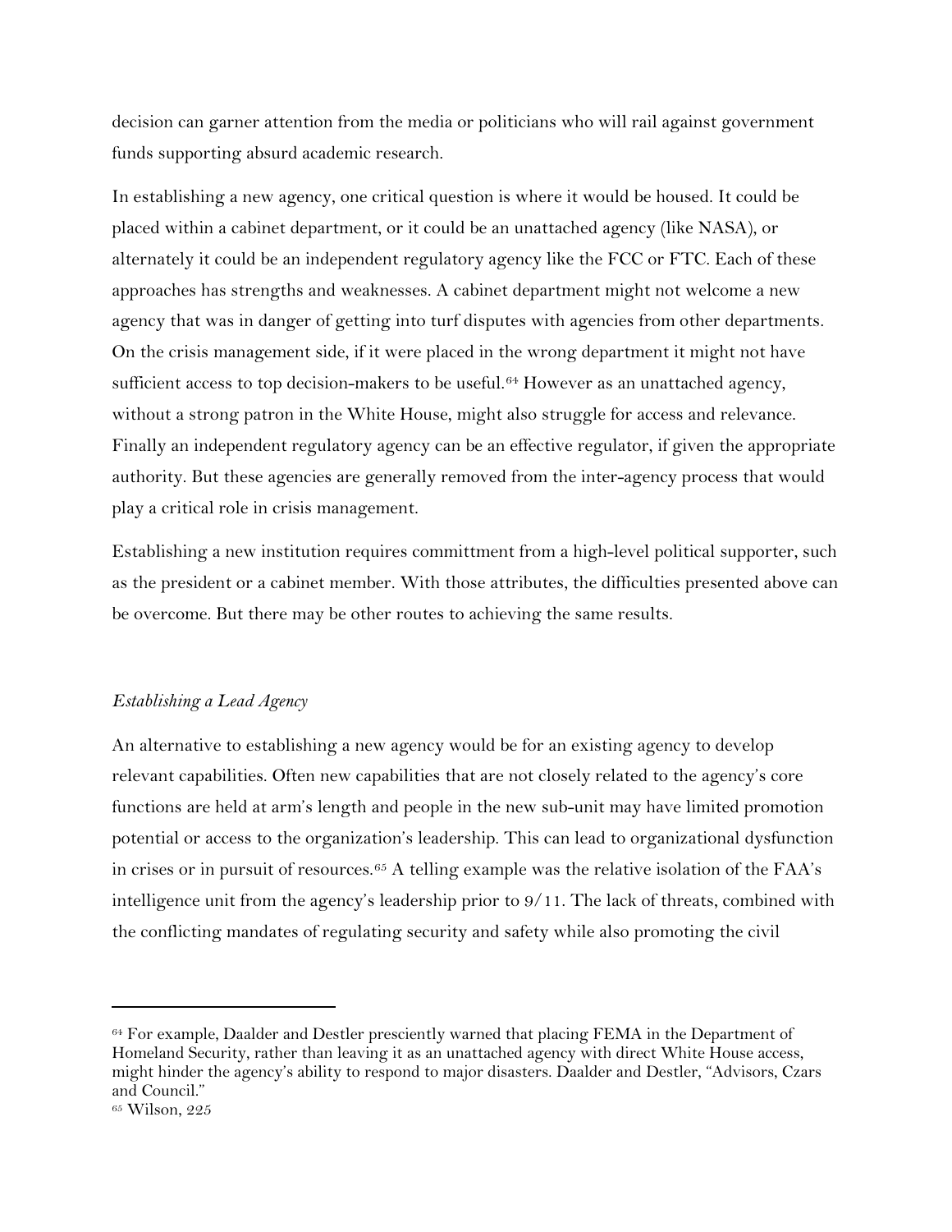decision can garner attention from the media or politicians who will rail against government funds supporting absurd academic research.

In establishing a new agency, one critical question is where it would be housed. It could be placed within a cabinet department, or it could be an unattached agency (like NASA), or alternately it could be an independent regulatory agency like the FCC or FTC. Each of these approaches has strengths and weaknesses. A cabinet department might not welcome a new agency that was in danger of getting into turf disputes with agencies from other departments. On the crisis management side, if it were placed in the wrong department it might not have sufficient access to top decision-makers to be useful.[64] However as an unattached agency, without a strong patron in the White House, might also struggle for access and relevance. Finally an independent regulatory agency can be an effective regulator, if given the appropriate authority. But these agencies are generally removed from the inter-agency process that would play a critical role in crisis management.

Establishing a new institution requires committment from a high-level political supporter, such as the president or a cabinet member. With those attributes, the difficulties presented above can be overcome. But there may be other routes to achieving the same results.

*Establishing a Lead Agency*

An alternative to establishing a new agency would be for an existing agency to develop relevant capabilities. Often new capabilities that are not closely related to the agency's core functions are held at arm's length and people in the new sub-unit may have limited promotion potential or access to the organization's leadership. This can lead to organizational dysfunction in crises or in pursuit of resources.[65] A telling example was the relative isolation of the FAA's intelligence unit from the agency's leadership prior to 9/11. The lack of threats, combined with the conflicting mandates of regulating security and safety while also promoting the civil

---

[64] For example, Daalder and Destler presciently warned that placing FEMA in the Department of Homeland Security, rather than leaving it as an unattached agency with direct White House access, might hinder the agency's ability to respond to major disasters. Daalder and Destler, "Advisors, Czars and Council."

[65] Wilson, 225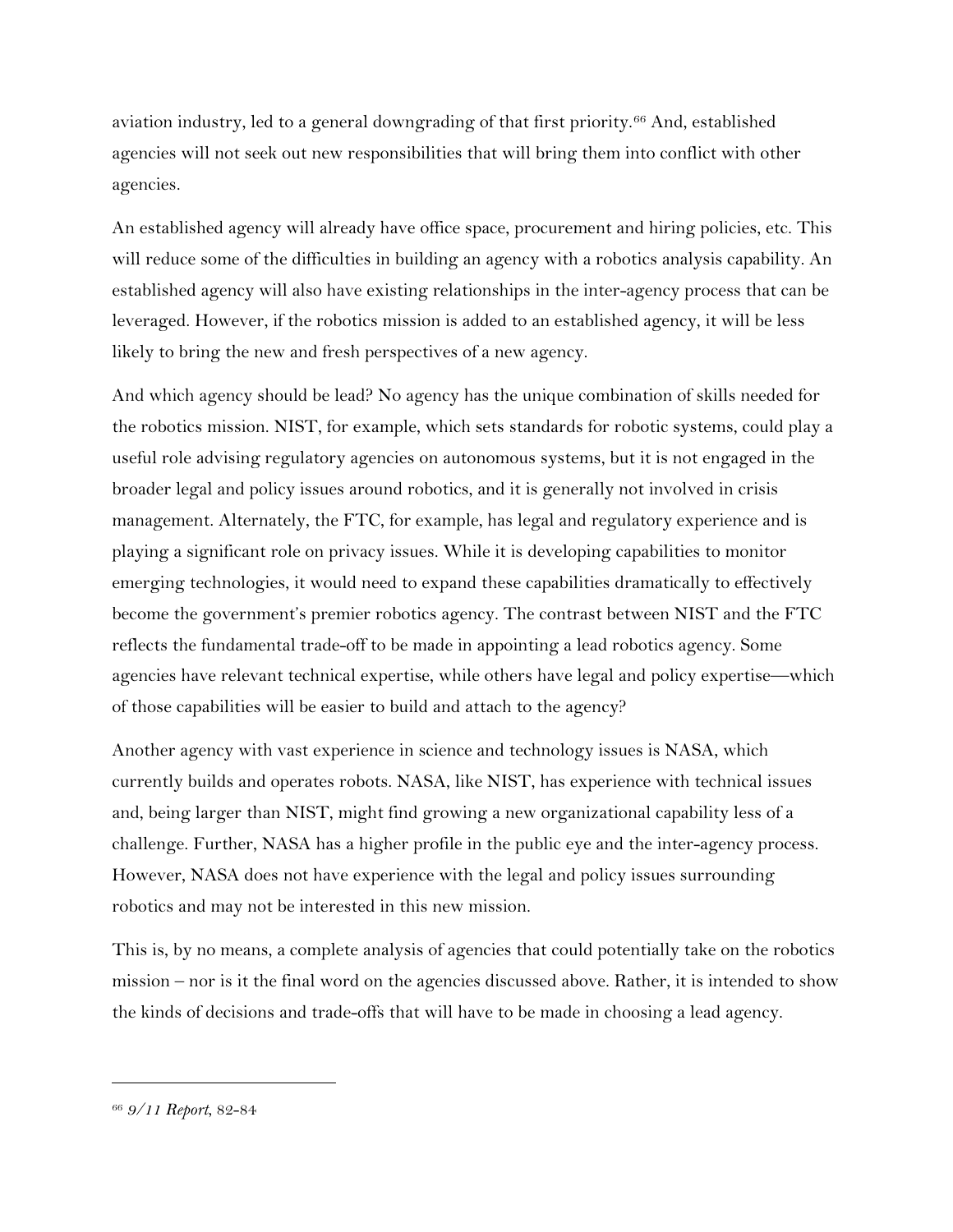aviation industry, led to a general downgrading of that first priority.[66] And, established agencies will not seek out new responsibilities that will bring them into conflict with other agencies.

An established agency will already have office space, procurement and hiring policies, etc. This will reduce some of the difficulties in building an agency with a robotics analysis capability. An established agency will also have existing relationships in the inter-agency process that can be leveraged. However, if the robotics mission is added to an established agency, it will be less likely to bring the new and fresh perspectives of a new agency.

And which agency should be lead? No agency has the unique combination of skills needed for the robotics mission. NIST, for example, which sets standards for robotic systems, could play a useful role advising regulatory agencies on autonomous systems, but it is not engaged in the broader legal and policy issues around robotics, and it is generally not involved in crisis management. Alternately, the FTC, for example, has legal and regulatory experience and is playing a significant role on privacy issues. While it is developing capabilities to monitor emerging technologies, it would need to expand these capabilities dramatically to effectively become the government's premier robotics agency. The contrast between NIST and the FTC reflects the fundamental trade-off to be made in appointing a lead robotics agency. Some agencies have relevant technical expertise, while others have legal and policy expertise—which of those capabilities will be easier to build and attach to the agency?

Another agency with vast experience in science and technology issues is NASA, which currently builds and operates robots. NASA, like NIST, has experience with technical issues and, being larger than NIST, might find growing a new organizational capability less of a challenge. Further, NASA has a higher profile in the public eye and the inter-agency process. However, NASA does not have experience with the legal and policy issues surrounding robotics and may not be interested in this new mission.

This is, by no means, a complete analysis of agencies that could potentially take on the robotics mission – nor is it the final word on the agencies discussed above. Rather, it is intended to show the kinds of decisions and trade-offs that will have to be made in choosing a lead agency.

---

[66] *9/11 Report*, 82-84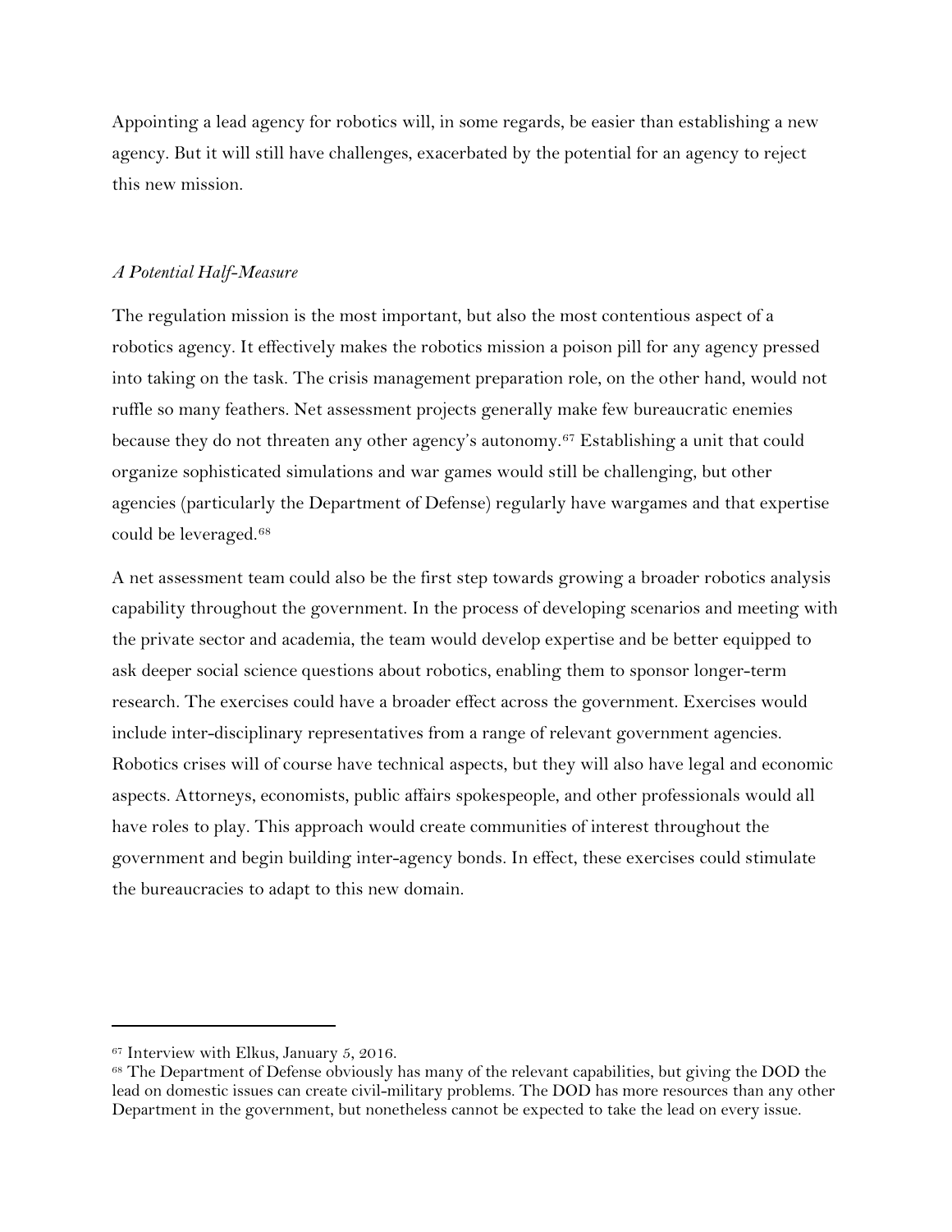Appointing a lead agency for robotics will, in some regards, be easier than establishing a new agency. But it will still have challenges, exacerbated by the potential for an agency to reject this new mission.

### *A Potential Half-Measure*

The regulation mission is the most important, but also the most contentious aspect of a robotics agency. It effectively makes the robotics mission a poison pill for any agency pressed into taking on the task. The crisis management preparation role, on the other hand, would not ruffle so many feathers. Net assessment projects generally make few bureaucratic enemies because they do not threaten any other agency's autonomy.[67] Establishing a unit that could organize sophisticated simulations and war games would still be challenging, but other agencies (particularly the Department of Defense) regularly have wargames and that expertise could be leveraged.[68]

A net assessment team could also be the first step towards growing a broader robotics analysis capability throughout the government. In the process of developing scenarios and meeting with the private sector and academia, the team would develop expertise and be better equipped to ask deeper social science questions about robotics, enabling them to sponsor longer-term research. The exercises could have a broader effect across the government. Exercises would include inter-disciplinary representatives from a range of relevant government agencies. Robotics crises will of course have technical aspects, but they will also have legal and economic aspects. Attorneys, economists, public affairs spokespeople, and other professionals would all have roles to play. This approach would create communities of interest throughout the government and begin building inter-agency bonds. In effect, these exercises could stimulate the bureaucracies to adapt to this new domain.

---

[67] Interview with Elkus, January 5, 2016.

[68] The Department of Defense obviously has many of the relevant capabilities, but giving the DOD the lead on domestic issues can create civil-military problems. The DOD has more resources than any other Department in the government, but nonetheless cannot be expected to take the lead on every issue.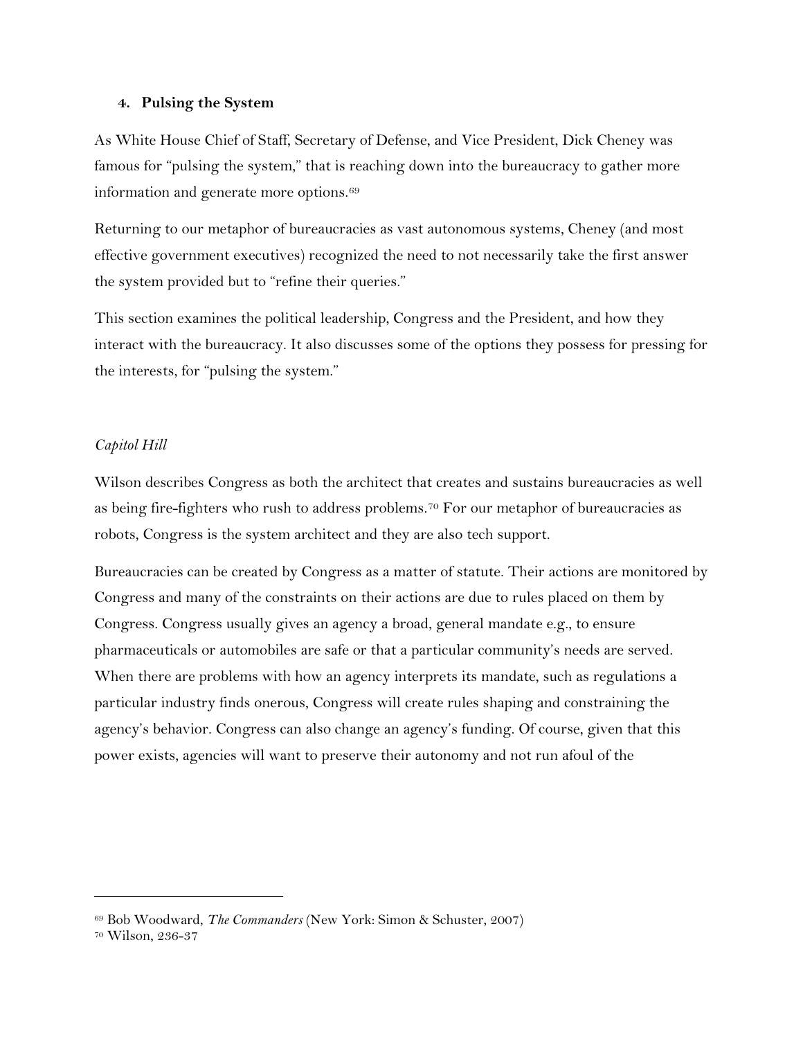### 4. Pulsing the System

As White House Chief of Staff, Secretary of Defense, and Vice President, Dick Cheney was famous for "pulsing the system," that is reaching down into the bureaucracy to gather more information and generate more options.[69]

Returning to our metaphor of bureaucracies as vast autonomous systems, Cheney (and most effective government executives) recognized the need to not necessarily take the first answer the system provided but to "refine their queries."

This section examines the political leadership, Congress and the President, and how they interact with the bureaucracy. It also discusses some of the options they possess for pressing for the interests, for "pulsing the system."

*Capitol Hill*

Wilson describes Congress as both the architect that creates and sustains bureaucracies as well as being fire-fighters who rush to address problems.[70] For our metaphor of bureaucracies as robots, Congress is the system architect and they are also tech support.

Bureaucracies can be created by Congress as a matter of statute. Their actions are monitored by Congress and many of the constraints on their actions are due to rules placed on them by Congress. Congress usually gives an agency a broad, general mandate e.g., to ensure pharmaceuticals or automobiles are safe or that a particular community's needs are served. When there are problems with how an agency interprets its mandate, such as regulations a particular industry finds onerous, Congress will create rules shaping and constraining the agency's behavior. Congress can also change an agency's funding. Of course, given that this power exists, agencies will want to preserve their autonomy and not run afoul of the

---

[69] Bob Woodward, *The Commanders* (New York: Simon & Schuster, 2007)

[70] Wilson, 236-37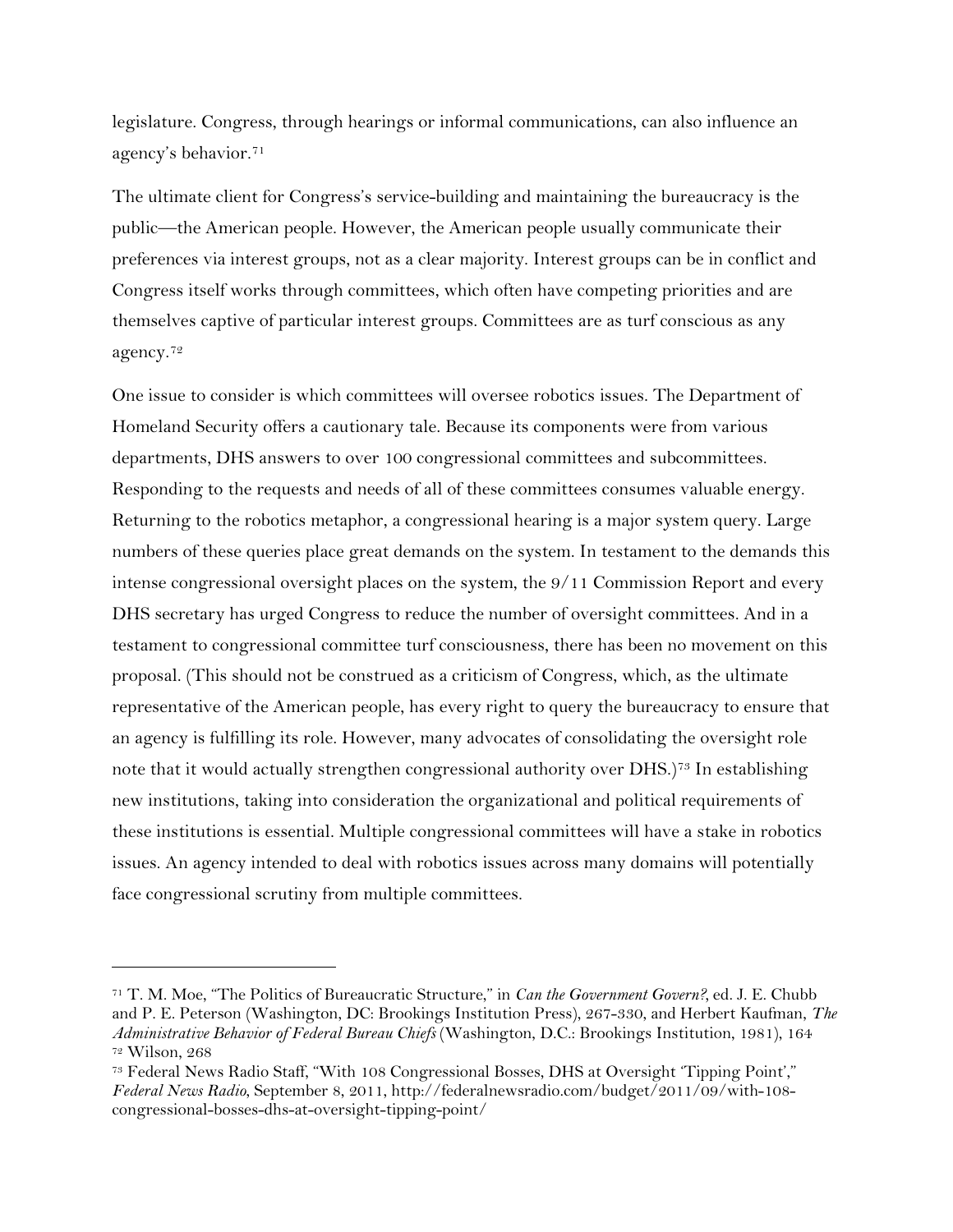legislature. Congress, through hearings or informal communications, can also influence an agency's behavior.[71]

The ultimate client for Congress's service-building and maintaining the bureaucracy is the public—the American people. However, the American people usually communicate their preferences via interest groups, not as a clear majority. Interest groups can be in conflict and Congress itself works through committees, which often have competing priorities and are themselves captive of particular interest groups. Committees are as turf conscious as any agency.[72]

One issue to consider is which committees will oversee robotics issues. The Department of Homeland Security offers a cautionary tale. Because its components were from various departments, DHS answers to over 100 congressional committees and subcommittees. Responding to the requests and needs of all of these committees consumes valuable energy. Returning to the robotics metaphor, a congressional hearing is a major system query. Large numbers of these queries place great demands on the system. In testament to the demands this intense congressional oversight places on the system, the 9/11 Commission Report and every DHS secretary has urged Congress to reduce the number of oversight committees. And in a testament to congressional committee turf consciousness, there has been no movement on this proposal. (This should not be construed as a criticism of Congress, which, as the ultimate representative of the American people, has every right to query the bureaucracy to ensure that an agency is fulfilling its role. However, many advocates of consolidating the oversight role note that it would actually strengthen congressional authority over DHS.)[73] In establishing new institutions, taking into consideration the organizational and political requirements of these institutions is essential. Multiple congressional committees will have a stake in robotics issues. An agency intended to deal with robotics issues across many domains will potentially face congressional scrutiny from multiple committees.

---

[71] T. M. Moe, "The Politics of Bureaucratic Structure," in *Can the Government Govern?*, ed. J. E. Chubb and P. E. Peterson (Washington, DC: Brookings Institution Press), 267-330, and Herbert Kaufman, *The Administrative Behavior of Federal Bureau Chiefs* (Washington, D.C.: Brookings Institution, 1981), 164

[72] Wilson, 268

[73] Federal News Radio Staff, "With 108 Congressional Bosses, DHS at Oversight 'Tipping Point'," *Federal News Radio*, September 8, 2011, http://federalnewsradio.com/budget/2011/09/with-108-congressional-bosses-dhs-at-oversight-tipping-point/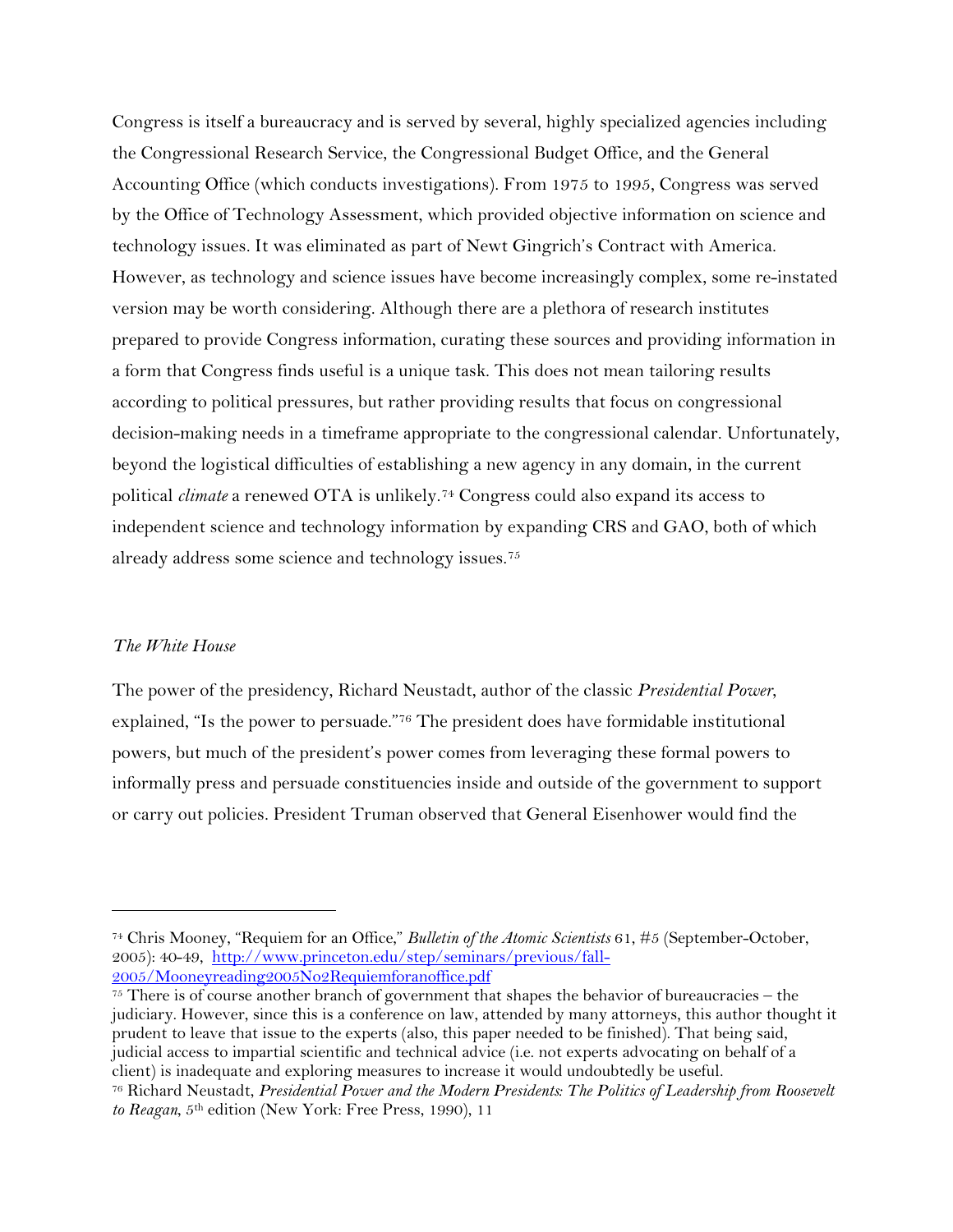Congress is itself a bureaucracy and is served by several, highly specialized agencies including the Congressional Research Service, the Congressional Budget Office, and the General Accounting Office (which conducts investigations). From 1975 to 1995, Congress was served by the Office of Technology Assessment, which provided objective information on science and technology issues. It was eliminated as part of Newt Gingrich's Contract with America. However, as technology and science issues have become increasingly complex, some re-instated version may be worth considering. Although there are a plethora of research institutes prepared to provide Congress information, curating these sources and providing information in a form that Congress finds useful is a unique task. This does not mean tailoring results according to political pressures, but rather providing results that focus on congressional decision-making needs in a timeframe appropriate to the congressional calendar. Unfortunately, beyond the logistical difficulties of establishing a new agency in any domain, in the current political *climate* a renewed OTA is unlikely.[74] Congress could also expand its access to independent science and technology information by expanding CRS and GAO, both of which already address some science and technology issues.[75]

*The White House*

The power of the presidency, Richard Neustadt, author of the classic *Presidential Power*, explained, "Is the power to persuade."[76] The president does have formidable institutional powers, but much of the president's power comes from leveraging these formal powers to informally press and persuade constituencies inside and outside of the government to support or carry out policies. President Truman observed that General Eisenhower would find the

---

[74] Chris Mooney, "Requiem for an Office," *Bulletin of the Atomic Scientists* 61, #5 (September-October, 2005): 40-49, [http://www.princeton.edu/step/seminars/previous/fall-2005/Mooneyreading2005No2Requiemforanoffice.pdf](http://www.princeton.edu/step/seminars/previous/fall-2005/Mooneyreading2005No2Requiemforanoffice.pdf)

[75] There is of course another branch of government that shapes the behavior of bureaucracies – the judiciary. However, since this is a conference on law, attended by many attorneys, this author thought it prudent to leave that issue to the experts (also, this paper needed to be finished). That being said, judicial access to impartial scientific and technical advice (i.e. not experts advocating on behalf of a client) is inadequate and exploring measures to increase it would undoubtedly be useful.

[76] Richard Neustadt, *Presidential Power and the Modern Presidents: The Politics of Leadership from Roosevelt to Reagan*, 5th edition (New York: Free Press, 1990), 11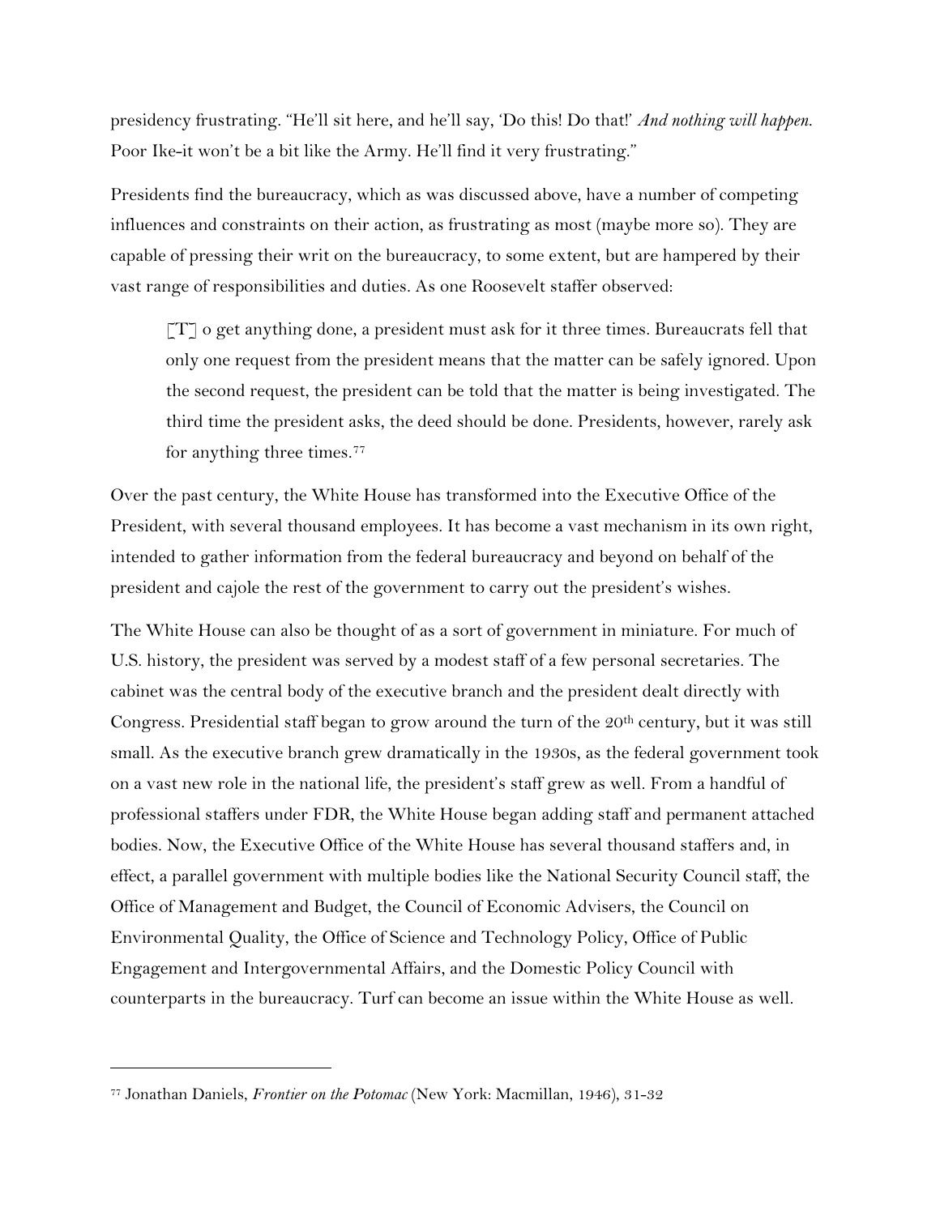presidency frustrating. "He'll sit here, and he'll say, 'Do this! Do that!' *And nothing will happen.* Poor Ike-it won't be a bit like the Army. He'll find it very frustrating."

Presidents find the bureaucracy, which as was discussed above, have a number of competing influences and constraints on their action, as frustrating as most (maybe more so). They are capable of pressing their writ on the bureaucracy, to some extent, but are hampered by their vast range of responsibilities and duties. As one Roosevelt staffer observed:

> [T] o get anything done, a president must ask for it three times. Bureaucrats fell that only one request from the president means that the matter can be safely ignored. Upon the second request, the president can be told that the matter is being investigated. The third time the president asks, the deed should be done. Presidents, however, rarely ask for anything three times.[77]

Over the past century, the White House has transformed into the Executive Office of the President, with several thousand employees. It has become a vast mechanism in its own right, intended to gather information from the federal bureaucracy and beyond on behalf of the president and cajole the rest of the government to carry out the president's wishes.

The White House can also be thought of as a sort of government in miniature. For much of U.S. history, the president was served by a modest staff of a few personal secretaries. The cabinet was the central body of the executive branch and the president dealt directly with Congress. Presidential staff began to grow around the turn of the 20th century, but it was still small. As the executive branch grew dramatically in the 1930s, as the federal government took on a vast new role in the national life, the president's staff grew as well. From a handful of professional staffers under FDR, the White House began adding staff and permanent attached bodies. Now, the Executive Office of the White House has several thousand staffers and, in effect, a parallel government with multiple bodies like the National Security Council staff, the Office of Management and Budget, the Council of Economic Advisers, the Council on Environmental Quality, the Office of Science and Technology Policy, Office of Public Engagement and Intergovernmental Affairs, and the Domestic Policy Council with counterparts in the bureaucracy. Turf can become an issue within the White House as well.

---

[77] Jonathan Daniels, *Frontier on the Potomac* (New York: Macmillan, 1946), 31-32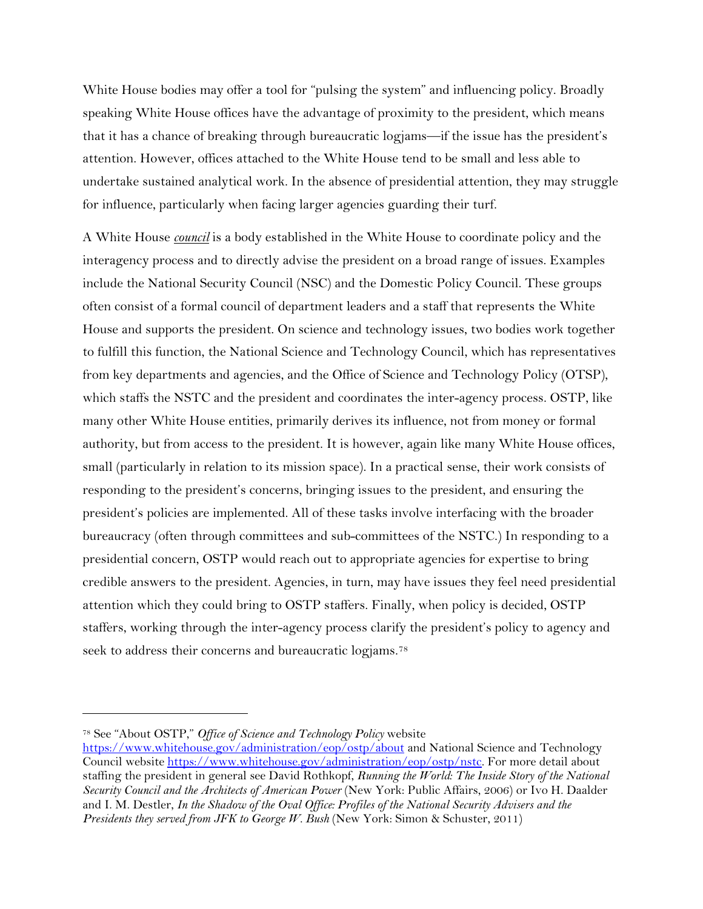White House bodies may offer a tool for "pulsing the system" and influencing policy. Broadly speaking White House offices have the advantage of proximity to the president, which means that it has a chance of breaking through bureaucratic logjams—if the issue has the president's attention. However, offices attached to the White House tend to be small and less able to undertake sustained analytical work. In the absence of presidential attention, they may struggle for influence, particularly when facing larger agencies guarding their turf.

A White House ***council*** is a body established in the White House to coordinate policy and the interagency process and to directly advise the president on a broad range of issues. Examples include the National Security Council (NSC) and the Domestic Policy Council. These groups often consist of a formal council of department leaders and a staff that represents the White House and supports the president. On science and technology issues, two bodies work together to fulfill this function, the National Science and Technology Council, which has representatives from key departments and agencies, and the Office of Science and Technology Policy (OTSP), which staffs the NSTC and the president and coordinates the inter-agency process. OSTP, like many other White House entities, primarily derives its influence, not from money or formal authority, but from access to the president. It is however, again like many White House offices, small (particularly in relation to its mission space). In a practical sense, their work consists of responding to the president's concerns, bringing issues to the president, and ensuring the president's policies are implemented. All of these tasks involve interfacing with the broader bureaucracy (often through committees and sub-committees of the NSTC.) In responding to a presidential concern, OSTP would reach out to appropriate agencies for expertise to bring credible answers to the president. Agencies, in turn, may have issues they feel need presidential attention which they could bring to OSTP staffers. Finally, when policy is decided, OSTP staffers, working through the inter-agency process clarify the president's policy to agency and seek to address their concerns and bureaucratic logjams.[78]

---

[78] See "About OSTP," *Office of Science and Technology Policy* website https://www.whitehouse.gov/administration/eop/ostp/about and National Science and Technology Council website https://www.whitehouse.gov/administration/eop/ostp/nstc. For more detail about staffing the president in general see David Rothkopf, *Running the World: The Inside Story of the National Security Council and the Architects of American Power* (New York: Public Affairs, 2006) or Ivo H. Daalder and I. M. Destler, *In the Shadow of the Oval Office: Profiles of the National Security Advisers and the Presidents they served from JFK to George W. Bush* (New York: Simon & Schuster, 2011)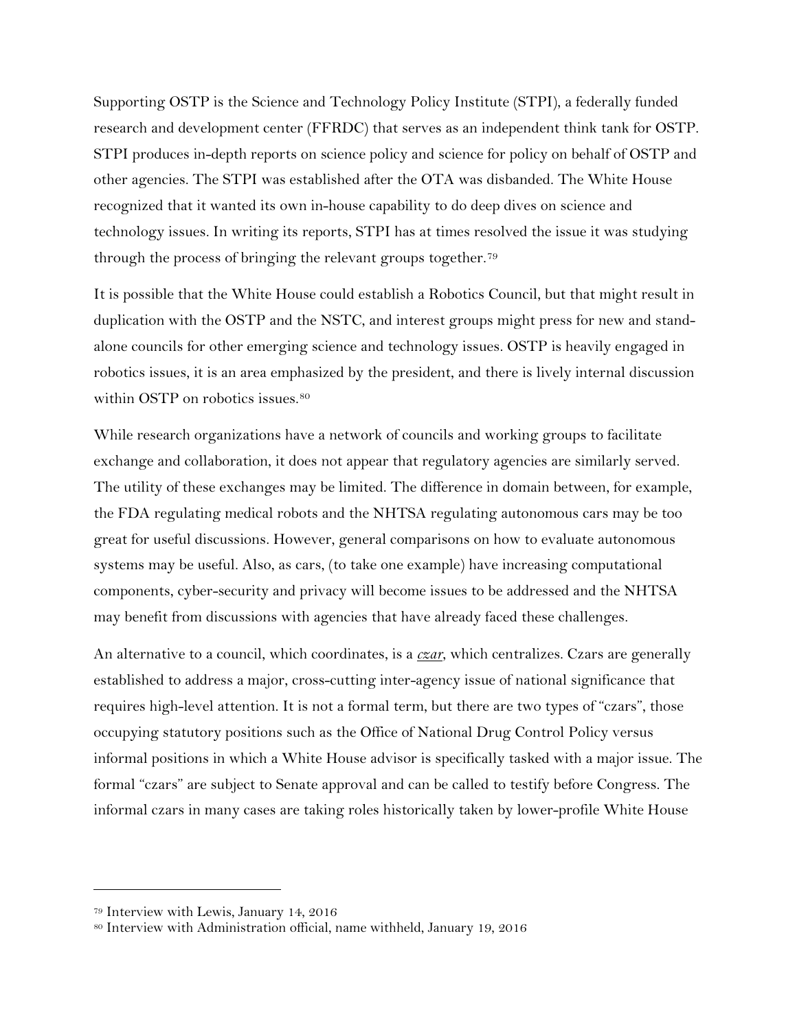Supporting OSTP is the Science and Technology Policy Institute (STPI), a federally funded research and development center (FFRDC) that serves as an independent think tank for OSTP. STPI produces in-depth reports on science policy and science for policy on behalf of OSTP and other agencies. The STPI was established after the OTA was disbanded. The White House recognized that it wanted its own in-house capability to do deep dives on science and technology issues. In writing its reports, STPI has at times resolved the issue it was studying through the process of bringing the relevant groups together.[79]

It is possible that the White House could establish a Robotics Council, but that might result in duplication with the OSTP and the NSTC, and interest groups might press for new and stand-alone councils for other emerging science and technology issues. OSTP is heavily engaged in robotics issues, it is an area emphasized by the president, and there is lively internal discussion within OSTP on robotics issues.[80]

While research organizations have a network of councils and working groups to facilitate exchange and collaboration, it does not appear that regulatory agencies are similarly served. The utility of these exchanges may be limited. The difference in domain between, for example, the FDA regulating medical robots and the NHTSA regulating autonomous cars may be too great for useful discussions. However, general comparisons on how to evaluate autonomous systems may be useful. Also, as cars, (to take one example) have increasing computational components, cyber-security and privacy will become issues to be addressed and the NHTSA may benefit from discussions with agencies that have already faced these challenges.

An alternative to a council, which coordinates, is a *czar*, which centralizes. Czars are generally established to address a major, cross-cutting inter-agency issue of national significance that requires high-level attention. It is not a formal term, but there are two types of "czars", those occupying statutory positions such as the Office of National Drug Control Policy versus informal positions in which a White House advisor is specifically tasked with a major issue. The formal "czars" are subject to Senate approval and can be called to testify before Congress. The informal czars in many cases are taking roles historically taken by lower-profile White House

---

[79] Interview with Lewis, January 14, 2016

[80] Interview with Administration official, name withheld, January 19, 2016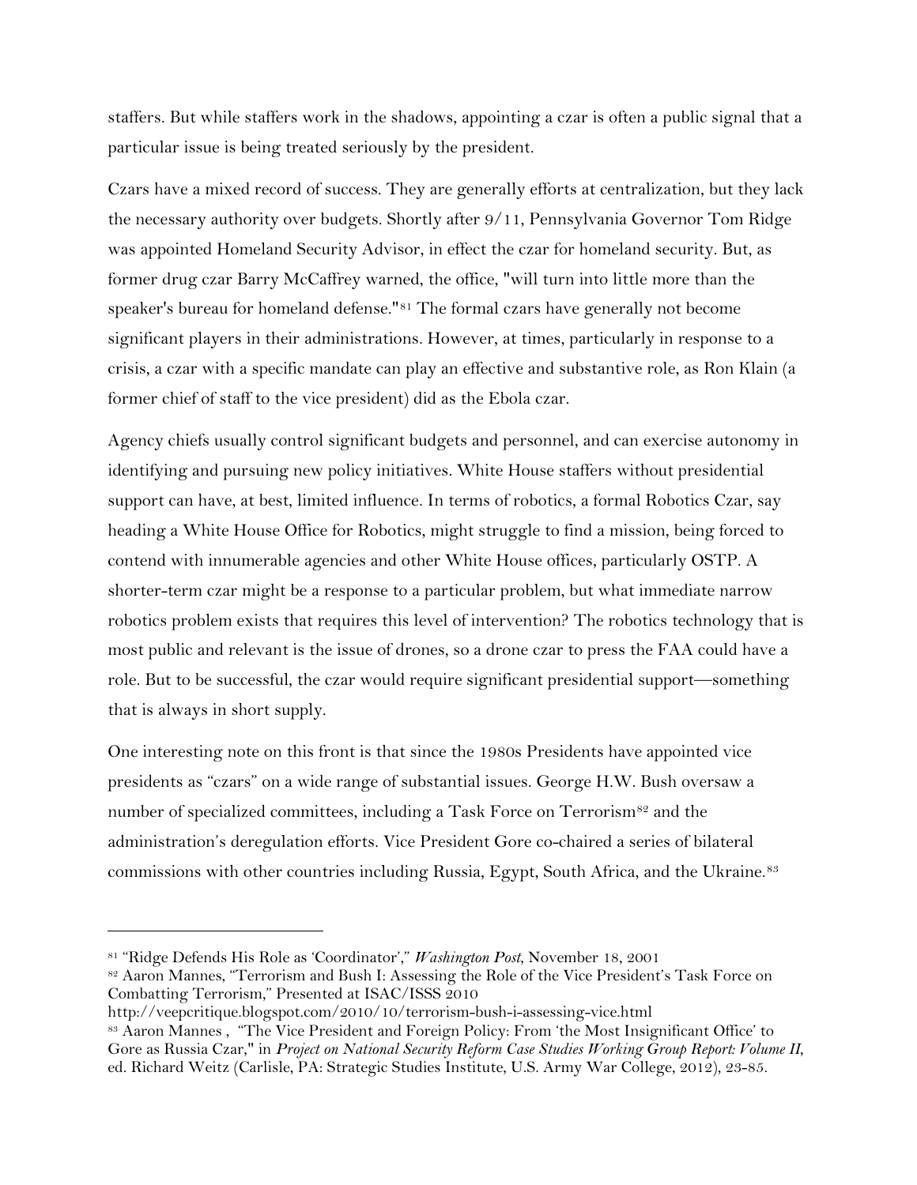staffers. But while staffers work in the shadows, appointing a czar is often a public signal that a particular issue is being treated seriously by the president.

Czars have a mixed record of success. They are generally efforts at centralization, but they lack the necessary authority over budgets. Shortly after 9/11, Pennsylvania Governor Tom Ridge was appointed Homeland Security Advisor, in effect the czar for homeland security. But, as former drug czar Barry McCaffrey warned, the office, "will turn into little more than the speaker's bureau for homeland defense."[81] The formal czars have generally not become significant players in their administrations. However, at times, particularly in response to a crisis, a czar with a specific mandate can play an effective and substantive role, as Ron Klain (a former chief of staff to the vice president) did as the Ebola czar.

Agency chiefs usually control significant budgets and personnel, and can exercise autonomy in identifying and pursuing new policy initiatives. White House staffers without presidential support can have, at best, limited influence. In terms of robotics, a formal Robotics Czar, say heading a White House Office for Robotics, might struggle to find a mission, being forced to contend with innumerable agencies and other White House offices, particularly OSTP. A shorter-term czar might be a response to a particular problem, but what immediate narrow robotics problem exists that requires this level of intervention? The robotics technology that is most public and relevant is the issue of drones, so a drone czar to press the FAA could have a role. But to be successful, the czar would require significant presidential support—something that is always in short supply.

One interesting note on this front is that since the 1980s Presidents have appointed vice presidents as "czars" on a wide range of substantial issues. George H.W. Bush oversaw a number of specialized committees, including a Task Force on Terrorism[82] and the administration's deregulation efforts. Vice President Gore co-chaired a series of bilateral commissions with other countries including Russia, Egypt, South Africa, and the Ukraine.[83]

---

[81] "Ridge Defends His Role as 'Coordinator'," *Washington Post*, November 18, 2001

[82] Aaron Mannes, "Terrorism and Bush I: Assessing the Role of the Vice President's Task Force on Combatting Terrorism," Presented at ISAC/ISSS 2010 http://veepcritique.blogspot.com/2010/10/terrorism-bush-i-assessing-vice.html

[83] Aaron Mannes , "The Vice President and Foreign Policy: From 'the Most Insignificant Office' to Gore as Russia Czar," in *Project on National Security Reform Case Studies Working Group Report: Volume II*, ed. Richard Weitz (Carlisle, PA: Strategic Studies Institute, U.S. Army War College, 2012), 23-85.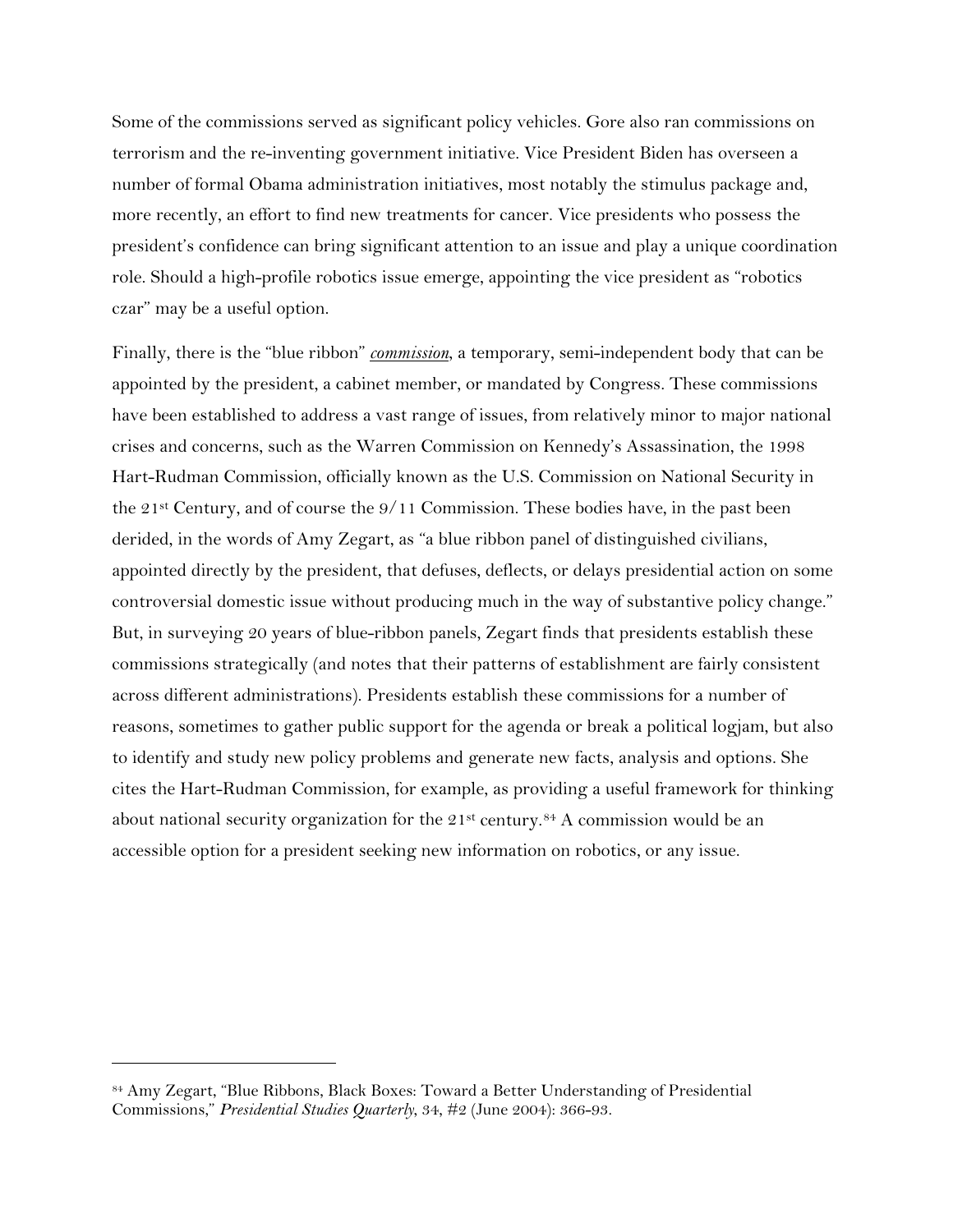Some of the commissions served as significant policy vehicles. Gore also ran commissions on terrorism and the re-inventing government initiative. Vice President Biden has overseen a number of formal Obama administration initiatives, most notably the stimulus package and, more recently, an effort to find new treatments for cancer. Vice presidents who possess the president's confidence can bring significant attention to an issue and play a unique coordination role. Should a high-profile robotics issue emerge, appointing the vice president as "robotics czar" may be a useful option.

Finally, there is the "blue ribbon" ***commission***, a temporary, semi-independent body that can be appointed by the president, a cabinet member, or mandated by Congress. These commissions have been established to address a vast range of issues, from relatively minor to major national crises and concerns, such as the Warren Commission on Kennedy's Assassination, the 1998 Hart-Rudman Commission, officially known as the U.S. Commission on National Security in the 21st Century, and of course the 9/11 Commission. These bodies have, in the past been derided, in the words of Amy Zegart, as "a blue ribbon panel of distinguished civilians, appointed directly by the president, that defuses, deflects, or delays presidential action on some controversial domestic issue without producing much in the way of substantive policy change." But, in surveying 20 years of blue-ribbon panels, Zegart finds that presidents establish these commissions strategically (and notes that their patterns of establishment are fairly consistent across different administrations). Presidents establish these commissions for a number of reasons, sometimes to gather public support for the agenda or break a political logjam, but also to identify and study new policy problems and generate new facts, analysis and options. She cites the Hart-Rudman Commission, for example, as providing a useful framework for thinking about national security organization for the 21st century.[84] A commission would be an accessible option for a president seeking new information on robotics, or any issue.

---

[84] Amy Zegart, "Blue Ribbons, Black Boxes: Toward a Better Understanding of Presidential Commissions," *Presidential Studies Quarterly*, 34, #2 (June 2004): 366-93.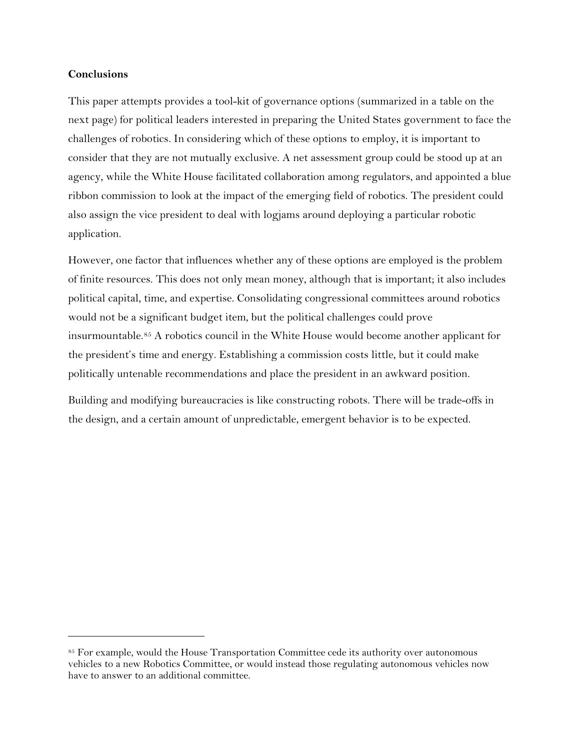## Conclusions

This paper attempts provides a tool-kit of governance options (summarized in a table on the next page) for political leaders interested in preparing the United States government to face the challenges of robotics. In considering which of these options to employ, it is important to consider that they are not mutually exclusive. A net assessment group could be stood up at an agency, while the White House facilitated collaboration among regulators, and appointed a blue ribbon commission to look at the impact of the emerging field of robotics. The president could also assign the vice president to deal with logjams around deploying a particular robotic application.

However, one factor that influences whether any of these options are employed is the problem of finite resources. This does not only mean money, although that is important; it also includes political capital, time, and expertise. Consolidating congressional committees around robotics would not be a significant budget item, but the political challenges could prove insurmountable.[85] A robotics council in the White House would become another applicant for the president's time and energy. Establishing a commission costs little, but it could make politically untenable recommendations and place the president in an awkward position.

Building and modifying bureaucracies is like constructing robots. There will be trade-offs in the design, and a certain amount of unpredictable, emergent behavior is to be expected.

---

[85] For example, would the House Transportation Committee cede its authority over autonomous vehicles to a new Robotics Committee, or would instead those regulating autonomous vehicles now have to answer to an additional committee.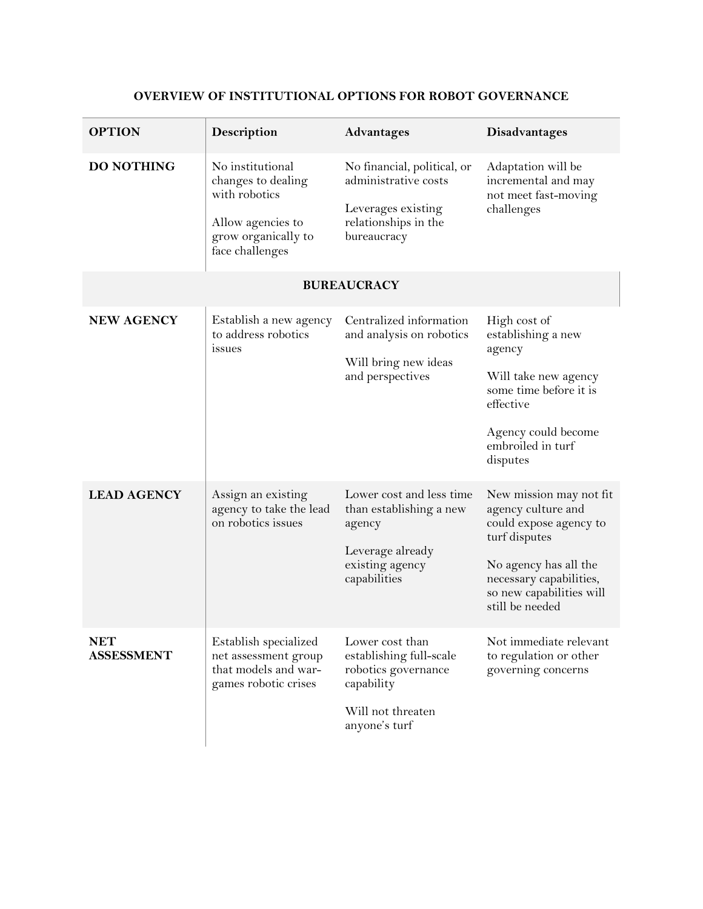**OVERVIEW OF INSTITUTIONAL OPTIONS FOR ROBOT GOVERNANCE**

| OPTION | Description | Advantages | Disadvantages |
|---|---|---|---|
| **DO NOTHING** | No institutional changes to dealing with robotics<br><br>Allow agencies to grow organically to face challenges | No financial, political, or administrative costs<br><br>Leverages existing relationships in the bureaucracy | Adaptation will be incremental and may not meet fast-moving challenges |
| **BUREAUCRACY** | | | |
| **NEW AGENCY** | Establish a new agency to address robotics issues | Centralized information and analysis on robotics<br><br>Will bring new ideas and perspectives | High cost of establishing a new agency<br><br>Will take new agency some time before it is effective<br><br>Agency could become embroiled in turf disputes |
| **LEAD AGENCY** | Assign an existing agency to take the lead on robotics issues | Lower cost and less time than establishing a new agency<br><br>Leverage already existing agency capabilities | New mission may not fit agency culture and could expose agency to turf disputes<br><br>No agency has all the necessary capabilities, so new capabilities will still be needed |
| **NET ASSESSMENT** | Establish specialized net assessment group that models and war-games robotic crises | Lower cost than establishing full-scale robotics governance capability<br><br>Will not threaten anyone's turf | Not immediate relevant to regulation or other governing concerns |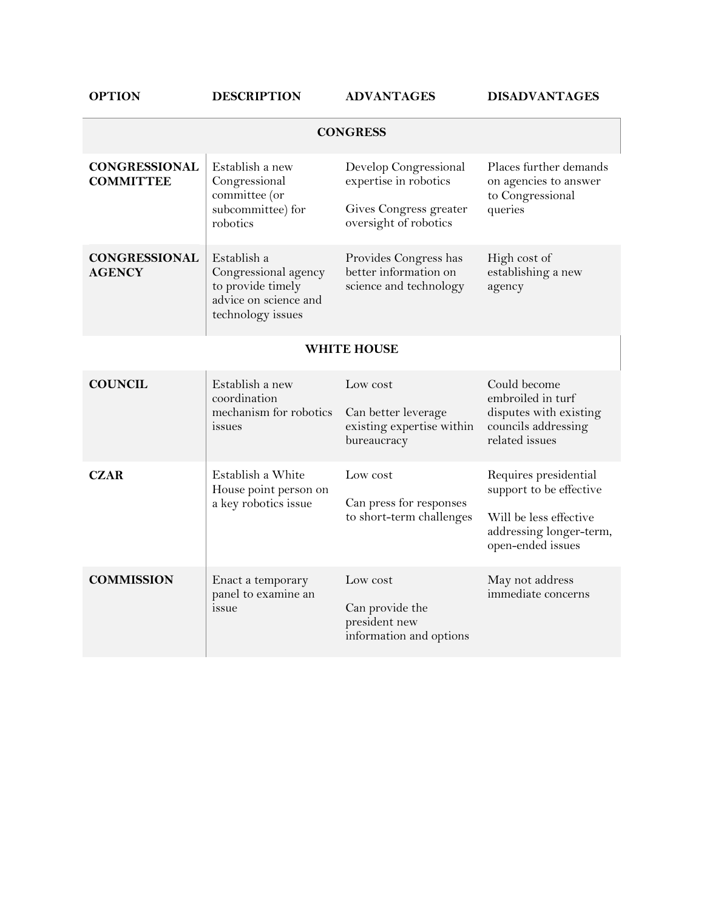| OPTION | DESCRIPTION | ADVANTAGES | DISADVANTAGES |
|---|---|---|---|
| | | **CONGRESS** | |
| **CONGRESSIONAL COMMITTEE** | Establish a new Congressional committee (or subcommittee) for robotics | Develop Congressional expertise in robotics<br><br>Gives Congress greater oversight of robotics | Places further demands on agencies to answer to Congressional queries |
| **CONGRESSIONAL AGENCY** | Establish a Congressional agency to provide timely advice on science and technology issues | Provides Congress has better information on science and technology | High cost of establishing a new agency |
| | | **WHITE HOUSE** | |
| **COUNCIL** | Establish a new coordination mechanism for robotics issues | Low cost<br><br>Can better leverage existing expertise within bureaucracy | Could become embroiled in turf disputes with existing councils addressing related issues |
| **CZAR** | Establish a White House point person on a key robotics issue | Low cost<br><br>Can press for responses to short-term challenges | Requires presidential support to be effective<br><br>Will be less effective addressing longer-term, open-ended issues |
| **COMMISSION** | Enact a temporary panel to examine an issue | Low cost<br><br>Can provide the president new information and options | May not address immediate concerns |